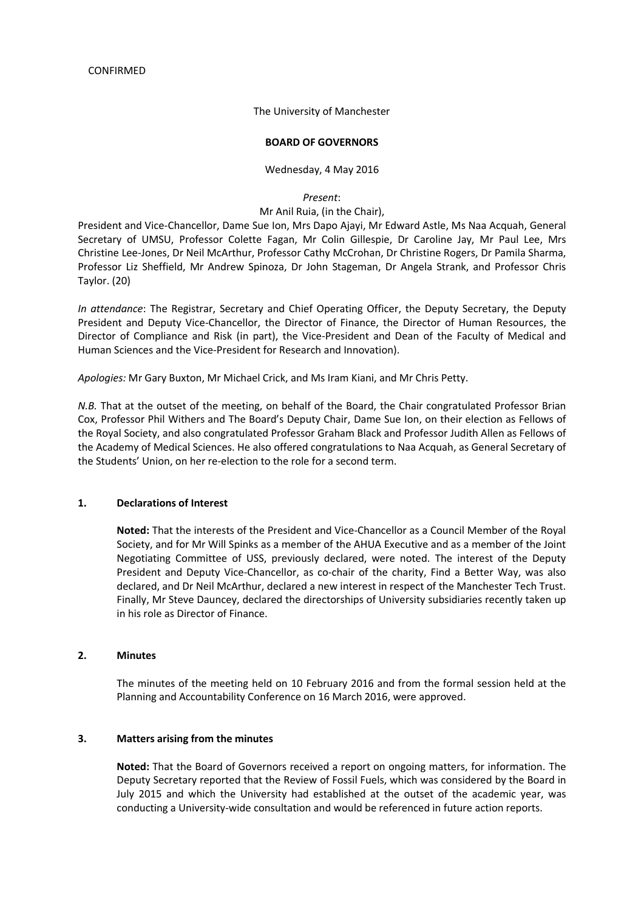CONFIRMED

The University of Manchester

**BOARD OF GOVERNORS**

Wednesday, 4 May 2016

*Present*:

Mr Anil Ruia, (in the Chair),

President and Vice-Chancellor, Dame Sue Ion, Mrs Dapo Ajayi, Mr Edward Astle, Ms Naa Acquah, General Secretary of UMSU, Professor Colette Fagan, Mr Colin Gillespie, Dr Caroline Jay, Mr Paul Lee, Mrs Christine Lee-Jones, Dr Neil McArthur, Professor Cathy McCrohan, Dr Christine Rogers, Dr Pamila Sharma, Professor Liz Sheffield, Mr Andrew Spinoza, Dr John Stageman, Dr Angela Strank, and Professor Chris Taylor. (20)

*In attendance*: The Registrar, Secretary and Chief Operating Officer, the Deputy Secretary, the Deputy President and Deputy Vice-Chancellor, the Director of Finance, the Director of Human Resources, the Director of Compliance and Risk (in part), the Vice-President and Dean of the Faculty of Medical and Human Sciences and the Vice-President for Research and Innovation).

*Apologies:* Mr Gary Buxton, Mr Michael Crick, and Ms Iram Kiani, and Mr Chris Petty.

*N.B.* That at the outset of the meeting, on behalf of the Board, the Chair congratulated Professor Brian Cox, Professor Phil Withers and The Board's Deputy Chair, Dame Sue Ion, on their election as Fellows of the Royal Society, and also congratulated Professor Graham Black and Professor Judith Allen as Fellows of the Academy of Medical Sciences. He also offered congratulations to Naa Acquah, as General Secretary of the Students' Union, on her re-election to the role for a second term.

## 1. Declarations of Interest

**Noted:** That the interests of the President and Vice-Chancellor as a Council Member of the Royal Society, and for Mr Will Spinks as a member of the AHUA Executive and as a member of the Joint Negotiating Committee of USS, previously declared, were noted. The interest of the Deputy President and Deputy Vice-Chancellor, as co-chair of the charity, Find a Better Way, was also declared, and Dr Neil McArthur, declared a new interest in respect of the Manchester Tech Trust. Finally, Mr Steve Dauncey, declared the directorships of University subsidiaries recently taken up in his role as Director of Finance.

## 2. Minutes

The minutes of the meeting held on 10 February 2016 and from the formal session held at the Planning and Accountability Conference on 16 March 2016, were approved.

## 3. Matters arising from the minutes

**Noted:** That the Board of Governors received a report on ongoing matters, for information. The Deputy Secretary reported that the Review of Fossil Fuels, which was considered by the Board in July 2015 and which the University had established at the outset of the academic year, was conducting a University-wide consultation and would be referenced in future action reports.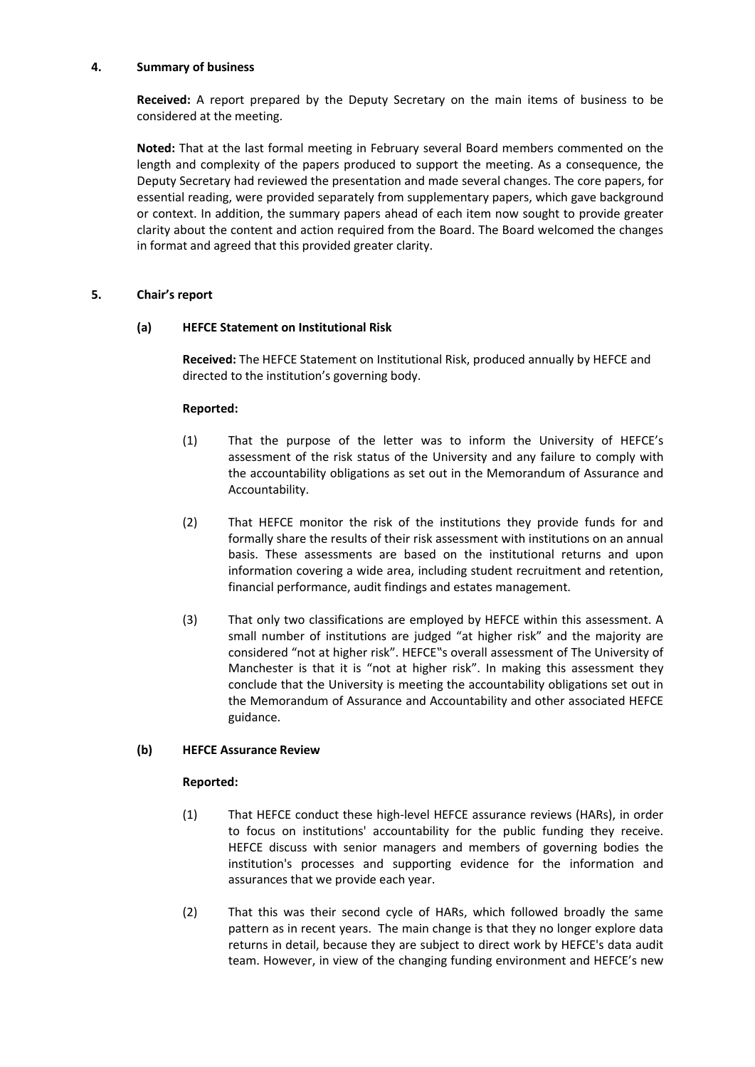**4. Summary of business**

**Received:** A report prepared by the Deputy Secretary on the main items of business to be considered at the meeting.

**Noted:** That at the last formal meeting in February several Board members commented on the length and complexity of the papers produced to support the meeting. As a consequence, the Deputy Secretary had reviewed the presentation and made several changes. The core papers, for essential reading, were provided separately from supplementary papers, which gave background or context. In addition, the summary papers ahead of each item now sought to provide greater clarity about the content and action required from the Board. The Board welcomed the changes in format and agreed that this provided greater clarity.

**5. Chair's report**

**(a) HEFCE Statement on Institutional Risk**

**Received:** The HEFCE Statement on Institutional Risk, produced annually by HEFCE and directed to the institution's governing body.

**Reported:**

(1) That the purpose of the letter was to inform the University of HEFCE's assessment of the risk status of the University and any failure to comply with the accountability obligations as set out in the Memorandum of Assurance and Accountability.

(2) That HEFCE monitor the risk of the institutions they provide funds for and formally share the results of their risk assessment with institutions on an annual basis. These assessments are based on the institutional returns and upon information covering a wide area, including student recruitment and retention, financial performance, audit findings and estates management.

(3) That only two classifications are employed by HEFCE within this assessment. A small number of institutions are judged "at higher risk" and the majority are considered "not at higher risk". HEFCE"s overall assessment of The University of Manchester is that it is "not at higher risk". In making this assessment they conclude that the University is meeting the accountability obligations set out in the Memorandum of Assurance and Accountability and other associated HEFCE guidance.

**(b) HEFCE Assurance Review**

**Reported:**

(1) That HEFCE conduct these high-level HEFCE assurance reviews (HARs), in order to focus on institutions' accountability for the public funding they receive. HEFCE discuss with senior managers and members of governing bodies the institution's processes and supporting evidence for the information and assurances that we provide each year.

(2) That this was their second cycle of HARs, which followed broadly the same pattern as in recent years. The main change is that they no longer explore data returns in detail, because they are subject to direct work by HEFCE's data audit team. However, in view of the changing funding environment and HEFCE's new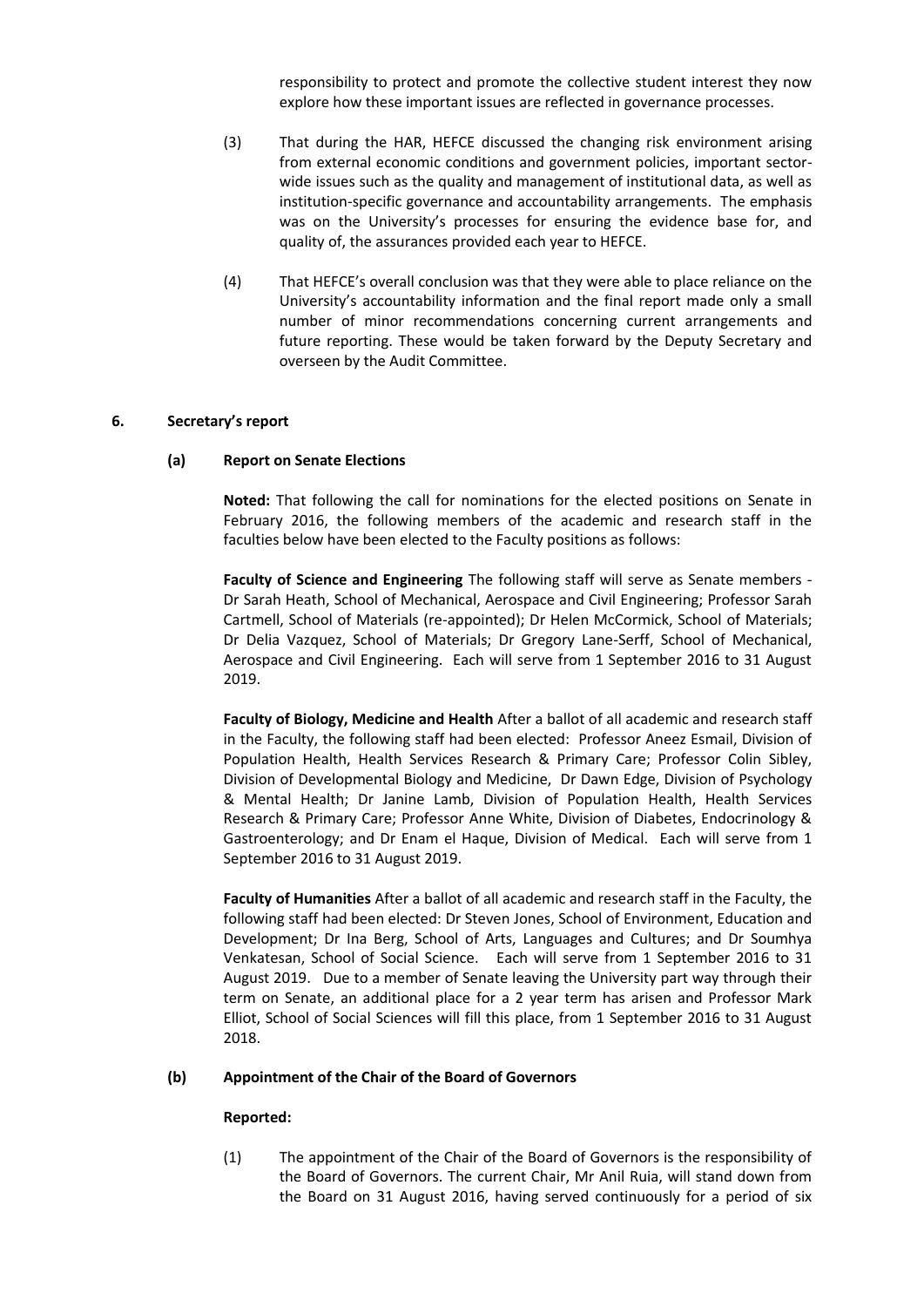responsibility to protect and promote the collective student interest they now explore how these important issues are reflected in governance processes.

(3) That during the HAR, HEFCE discussed the changing risk environment arising from external economic conditions and government policies, important sector-wide issues such as the quality and management of institutional data, as well as institution-specific governance and accountability arrangements. The emphasis was on the University's processes for ensuring the evidence base for, and quality of, the assurances provided each year to HEFCE.

(4) That HEFCE's overall conclusion was that they were able to place reliance on the University's accountability information and the final report made only a small number of minor recommendations concerning current arrangements and future reporting. These would be taken forward by the Deputy Secretary and overseen by the Audit Committee.

## 6. Secretary's report

### (a) Report on Senate Elections

**Noted:** That following the call for nominations for the elected positions on Senate in February 2016, the following members of the academic and research staff in the faculties below have been elected to the Faculty positions as follows:

**Faculty of Science and Engineering** The following staff will serve as Senate members - Dr Sarah Heath, School of Mechanical, Aerospace and Civil Engineering; Professor Sarah Cartmell, School of Materials (re-appointed); Dr Helen McCormick, School of Materials; Dr Delia Vazquez, School of Materials; Dr Gregory Lane-Serff, School of Mechanical, Aerospace and Civil Engineering. Each will serve from 1 September 2016 to 31 August 2019.

**Faculty of Biology, Medicine and Health** After a ballot of all academic and research staff in the Faculty, the following staff had been elected: Professor Aneez Esmail, Division of Population Health, Health Services Research & Primary Care; Professor Colin Sibley, Division of Developmental Biology and Medicine, Dr Dawn Edge, Division of Psychology & Mental Health; Dr Janine Lamb, Division of Population Health, Health Services Research & Primary Care; Professor Anne White, Division of Diabetes, Endocrinology & Gastroenterology; and Dr Enam el Haque, Division of Medical. Each will serve from 1 September 2016 to 31 August 2019.

**Faculty of Humanities** After a ballot of all academic and research staff in the Faculty, the following staff had been elected: Dr Steven Jones, School of Environment, Education and Development; Dr Ina Berg, School of Arts, Languages and Cultures; and Dr Soumhya Venkatesan, School of Social Science. Each will serve from 1 September 2016 to 31 August 2019. Due to a member of Senate leaving the University part way through their term on Senate, an additional place for a 2 year term has arisen and Professor Mark Elliot, School of Social Sciences will fill this place, from 1 September 2016 to 31 August 2018.

### (b) Appointment of the Chair of the Board of Governors

**Reported:**

(1) The appointment of the Chair of the Board of Governors is the responsibility of the Board of Governors. The current Chair, Mr Anil Ruia, will stand down from the Board on 31 August 2016, having served continuously for a period of six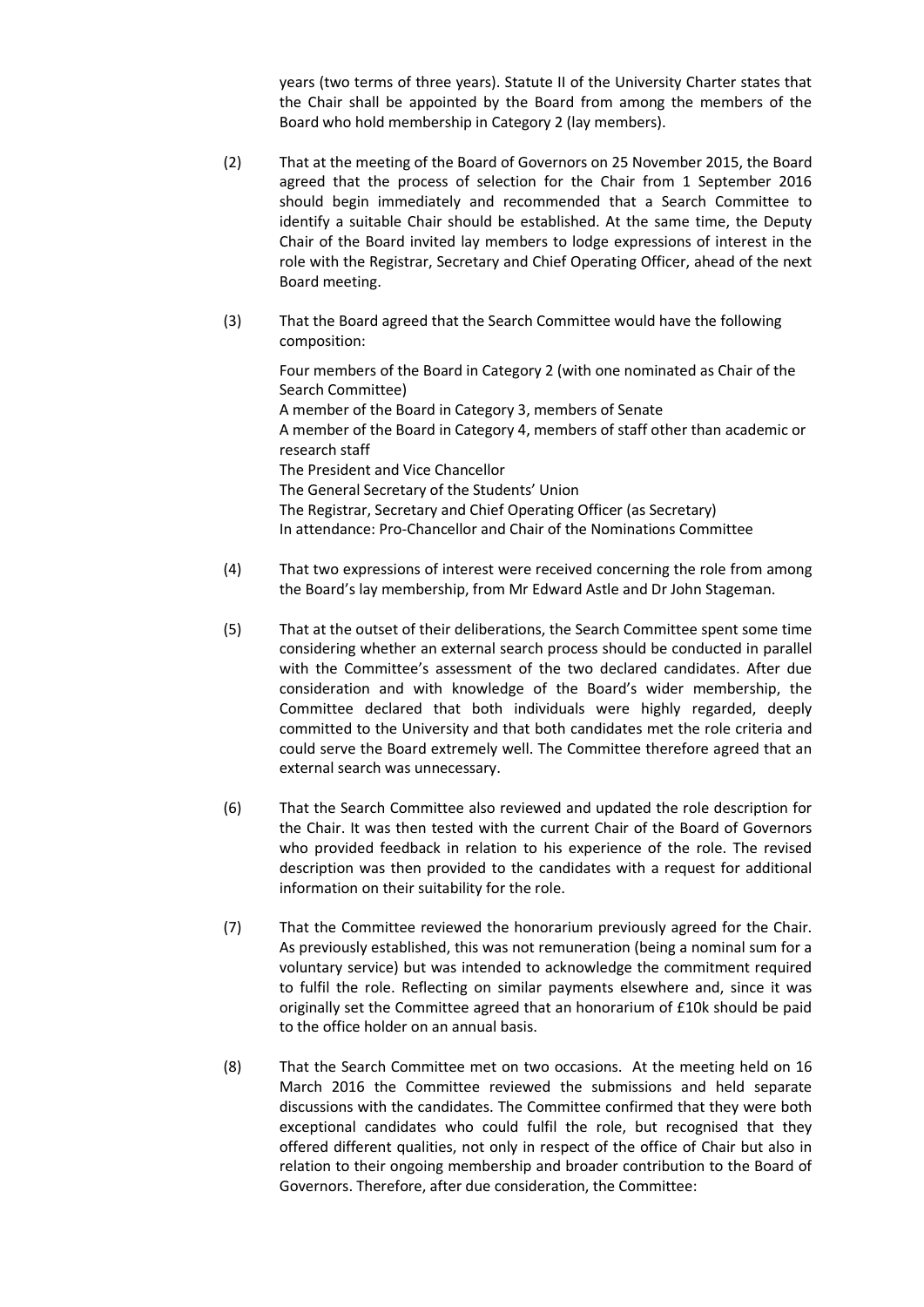years (two terms of three years). Statute II of the University Charter states that the Chair shall be appointed by the Board from among the members of the Board who hold membership in Category 2 (lay members).

(2) That at the meeting of the Board of Governors on 25 November 2015, the Board agreed that the process of selection for the Chair from 1 September 2016 should begin immediately and recommended that a Search Committee to identify a suitable Chair should be established. At the same time, the Deputy Chair of the Board invited lay members to lodge expressions of interest in the role with the Registrar, Secretary and Chief Operating Officer, ahead of the next Board meeting.

(3) That the Board agreed that the Search Committee would have the following composition:

Four members of the Board in Category 2 (with one nominated as Chair of the Search Committee)
A member of the Board in Category 3, members of Senate
A member of the Board in Category 4, members of staff other than academic or research staff
The President and Vice Chancellor
The General Secretary of the Students' Union
The Registrar, Secretary and Chief Operating Officer (as Secretary)
In attendance: Pro-Chancellor and Chair of the Nominations Committee

(4) That two expressions of interest were received concerning the role from among the Board's lay membership, from Mr Edward Astle and Dr John Stageman.

(5) That at the outset of their deliberations, the Search Committee spent some time considering whether an external search process should be conducted in parallel with the Committee's assessment of the two declared candidates. After due consideration and with knowledge of the Board's wider membership, the Committee declared that both individuals were highly regarded, deeply committed to the University and that both candidates met the role criteria and could serve the Board extremely well. The Committee therefore agreed that an external search was unnecessary.

(6) That the Search Committee also reviewed and updated the role description for the Chair. It was then tested with the current Chair of the Board of Governors who provided feedback in relation to his experience of the role. The revised description was then provided to the candidates with a request for additional information on their suitability for the role.

(7) That the Committee reviewed the honorarium previously agreed for the Chair. As previously established, this was not remuneration (being a nominal sum for a voluntary service) but was intended to acknowledge the commitment required to fulfil the role. Reflecting on similar payments elsewhere and, since it was originally set the Committee agreed that an honorarium of £10k should be paid to the office holder on an annual basis.

(8) That the Search Committee met on two occasions. At the meeting held on 16 March 2016 the Committee reviewed the submissions and held separate discussions with the candidates. The Committee confirmed that they were both exceptional candidates who could fulfil the role, but recognised that they offered different qualities, not only in respect of the office of Chair but also in relation to their ongoing membership and broader contribution to the Board of Governors. Therefore, after due consideration, the Committee: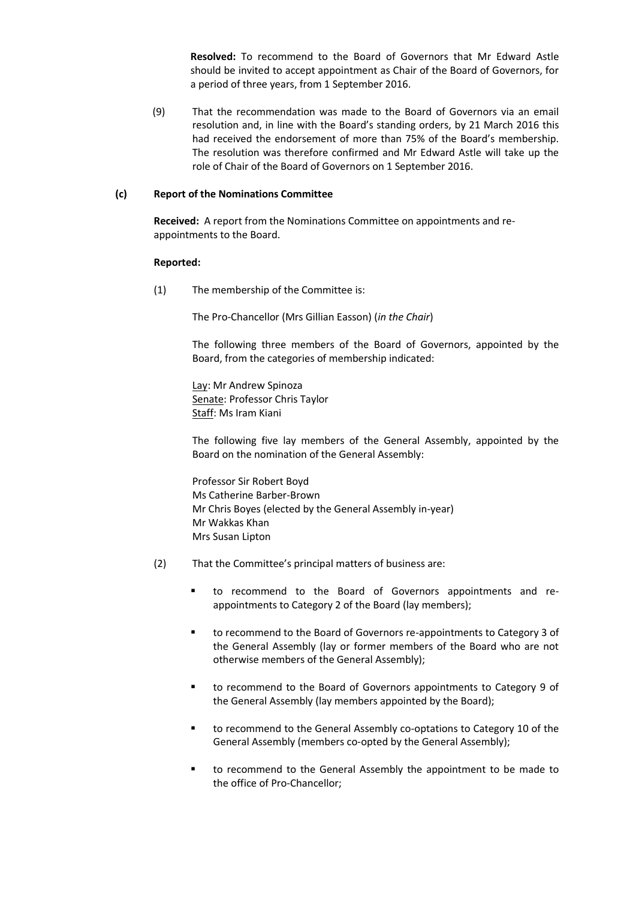**Resolved:** To recommend to the Board of Governors that Mr Edward Astle should be invited to accept appointment as Chair of the Board of Governors, for a period of three years, from 1 September 2016.

(9) That the recommendation was made to the Board of Governors via an email resolution and, in line with the Board's standing orders, by 21 March 2016 this had received the endorsement of more than 75% of the Board's membership. The resolution was therefore confirmed and Mr Edward Astle will take up the role of Chair of the Board of Governors on 1 September 2016.

**(c) Report of the Nominations Committee**

**Received:** A report from the Nominations Committee on appointments and re-appointments to the Board.

**Reported:**

(1) The membership of the Committee is:

The Pro-Chancellor (Mrs Gillian Easson) (*in the Chair*)

The following three members of the Board of Governors, appointed by the Board, from the categories of membership indicated:

Lay: Mr Andrew Spinoza
Senate: Professor Chris Taylor
Staff: Ms Iram Kiani

The following five lay members of the General Assembly, appointed by the Board on the nomination of the General Assembly:

Professor Sir Robert Boyd
Ms Catherine Barber-Brown
Mr Chris Boyes (elected by the General Assembly in-year)
Mr Wakkas Khan
Mrs Susan Lipton

(2) That the Committee's principal matters of business are:

- to recommend to the Board of Governors appointments and re-appointments to Category 2 of the Board (lay members);
- to recommend to the Board of Governors re-appointments to Category 3 of the General Assembly (lay or former members of the Board who are not otherwise members of the General Assembly);
- to recommend to the Board of Governors appointments to Category 9 of the General Assembly (lay members appointed by the Board);
- to recommend to the General Assembly co-optations to Category 10 of the General Assembly (members co-opted by the General Assembly);
- to recommend to the General Assembly the appointment to be made to the office of Pro-Chancellor;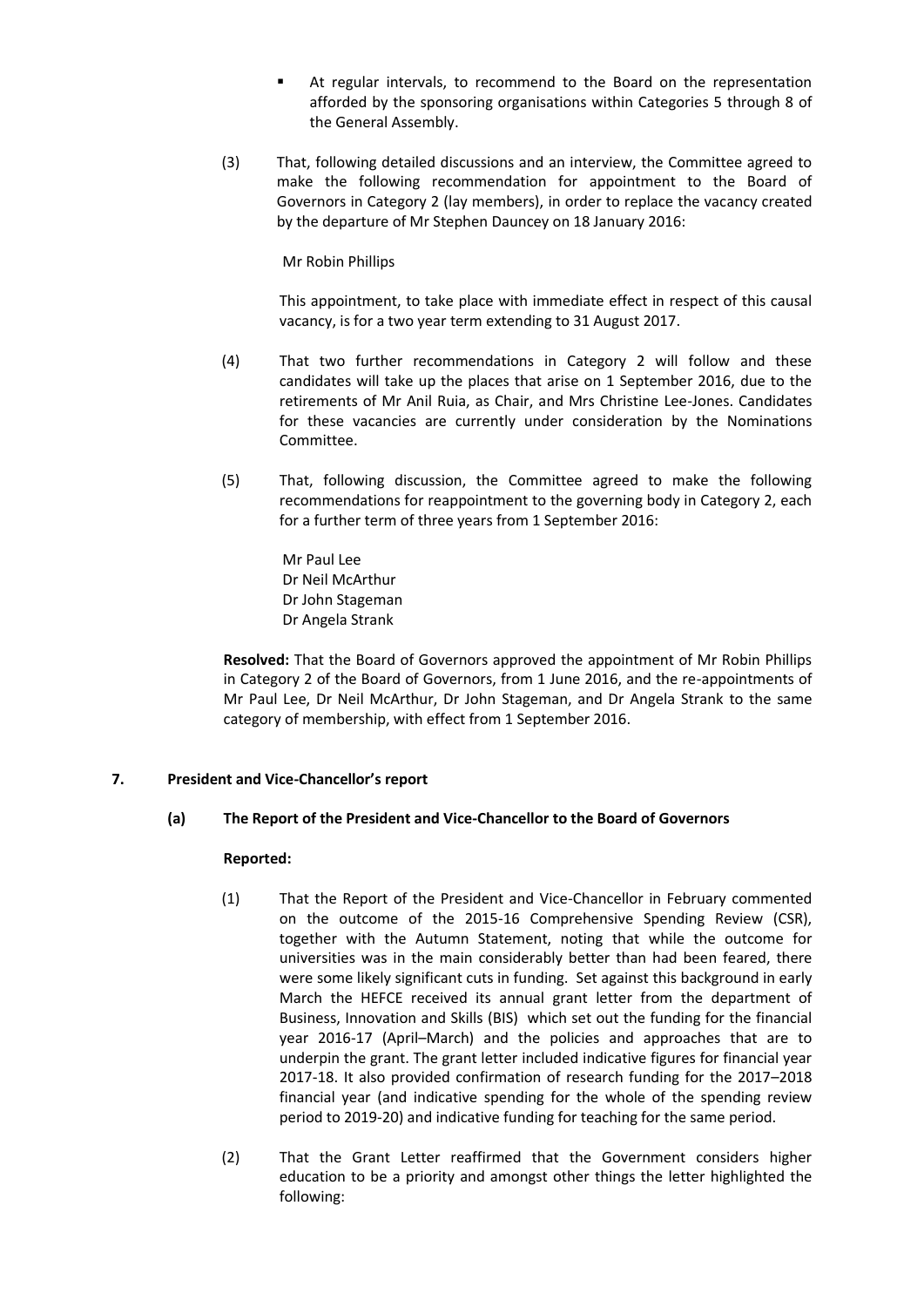- At regular intervals, to recommend to the Board on the representation afforded by the sponsoring organisations within Categories 5 through 8 of the General Assembly.

(3) That, following detailed discussions and an interview, the Committee agreed to make the following recommendation for appointment to the Board of Governors in Category 2 (lay members), in order to replace the vacancy created by the departure of Mr Stephen Dauncey on 18 January 2016:

Mr Robin Phillips

This appointment, to take place with immediate effect in respect of this causal vacancy, is for a two year term extending to 31 August 2017.

(4) That two further recommendations in Category 2 will follow and these candidates will take up the places that arise on 1 September 2016, due to the retirements of Mr Anil Ruia, as Chair, and Mrs Christine Lee-Jones. Candidates for these vacancies are currently under consideration by the Nominations Committee.

(5) That, following discussion, the Committee agreed to make the following recommendations for reappointment to the governing body in Category 2, each for a further term of three years from 1 September 2016:

Mr Paul Lee
Dr Neil McArthur
Dr John Stageman
Dr Angela Strank

**Resolved:** That the Board of Governors approved the appointment of Mr Robin Phillips in Category 2 of the Board of Governors, from 1 June 2016, and the re-appointments of Mr Paul Lee, Dr Neil McArthur, Dr John Stageman, and Dr Angela Strank to the same category of membership, with effect from 1 September 2016.

## 7. President and Vice-Chancellor's report

### (a) The Report of the President and Vice-Chancellor to the Board of Governors

**Reported:**

(1) That the Report of the President and Vice-Chancellor in February commented on the outcome of the 2015-16 Comprehensive Spending Review (CSR), together with the Autumn Statement, noting that while the outcome for universities was in the main considerably better than had been feared, there were some likely significant cuts in funding. Set against this background in early March the HEFCE received its annual grant letter from the department of Business, Innovation and Skills (BIS) which set out the funding for the financial year 2016-17 (April–March) and the policies and approaches that are to underpin the grant. The grant letter included indicative figures for financial year 2017-18. It also provided confirmation of research funding for the 2017–2018 financial year (and indicative spending for the whole of the spending review period to 2019-20) and indicative funding for teaching for the same period.

(2) That the Grant Letter reaffirmed that the Government considers higher education to be a priority and amongst other things the letter highlighted the following: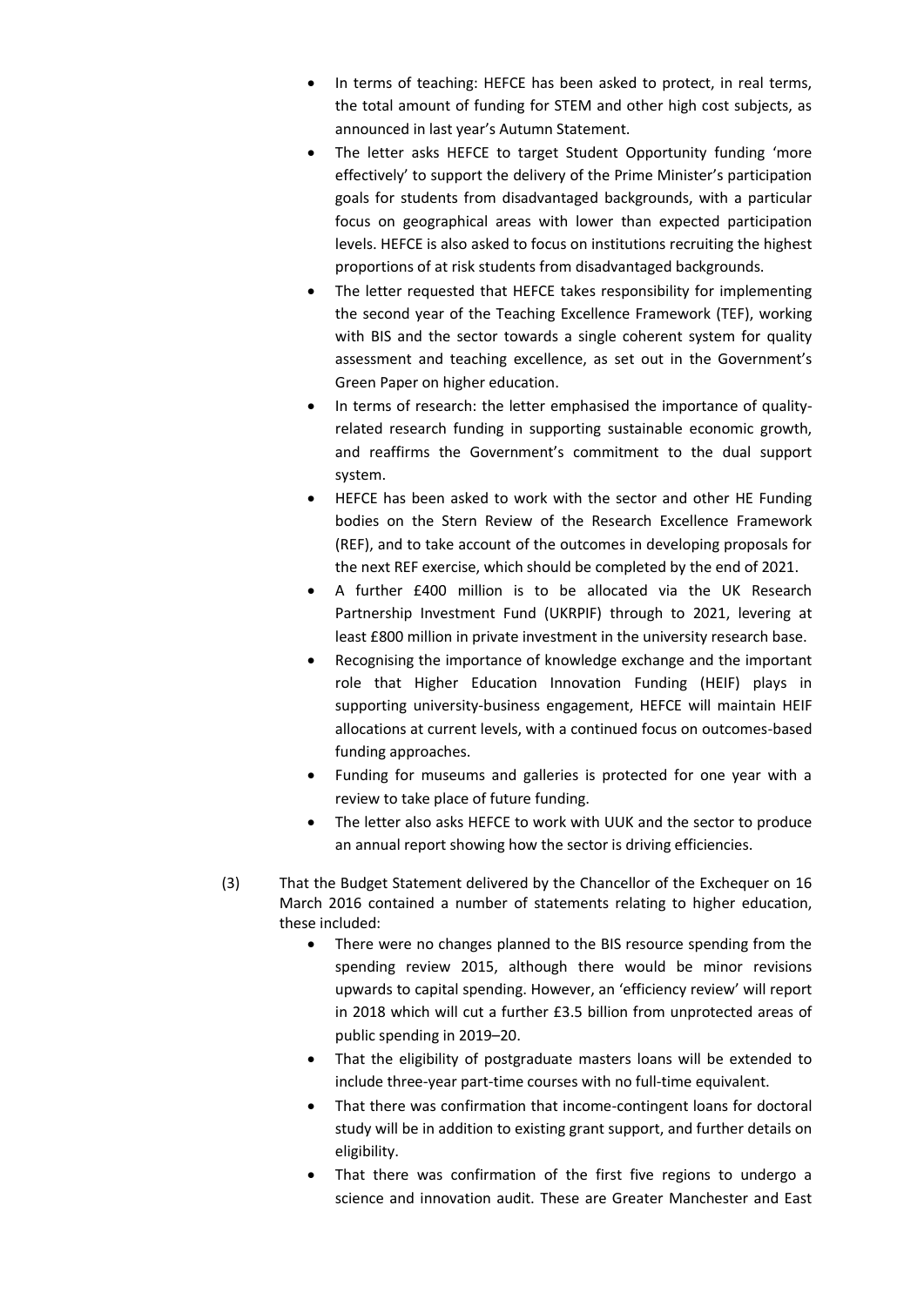- In terms of teaching: HEFCE has been asked to protect, in real terms, the total amount of funding for STEM and other high cost subjects, as announced in last year's Autumn Statement.
- The letter asks HEFCE to target Student Opportunity funding 'more effectively' to support the delivery of the Prime Minister's participation goals for students from disadvantaged backgrounds, with a particular focus on geographical areas with lower than expected participation levels. HEFCE is also asked to focus on institutions recruiting the highest proportions of at risk students from disadvantaged backgrounds.
- The letter requested that HEFCE takes responsibility for implementing the second year of the Teaching Excellence Framework (TEF), working with BIS and the sector towards a single coherent system for quality assessment and teaching excellence, as set out in the Government's Green Paper on higher education.
- In terms of research: the letter emphasised the importance of quality-related research funding in supporting sustainable economic growth, and reaffirms the Government's commitment to the dual support system.
- HEFCE has been asked to work with the sector and other HE Funding bodies on the Stern Review of the Research Excellence Framework (REF), and to take account of the outcomes in developing proposals for the next REF exercise, which should be completed by the end of 2021.
- A further £400 million is to be allocated via the UK Research Partnership Investment Fund (UKRPIF) through to 2021, levering at least £800 million in private investment in the university research base.
- Recognising the importance of knowledge exchange and the important role that Higher Education Innovation Funding (HEIF) plays in supporting university-business engagement, HEFCE will maintain HEIF allocations at current levels, with a continued focus on outcomes-based funding approaches.
- Funding for museums and galleries is protected for one year with a review to take place of future funding.
- The letter also asks HEFCE to work with UUK and the sector to produce an annual report showing how the sector is driving efficiencies.

(3) That the Budget Statement delivered by the Chancellor of the Exchequer on 16 March 2016 contained a number of statements relating to higher education, these included:

- There were no changes planned to the BIS resource spending from the spending review 2015, although there would be minor revisions upwards to capital spending. However, an 'efficiency review' will report in 2018 which will cut a further £3.5 billion from unprotected areas of public spending in 2019–20.
- That the eligibility of postgraduate masters loans will be extended to include three-year part-time courses with no full-time equivalent.
- That there was confirmation that income-contingent loans for doctoral study will be in addition to existing grant support, and further details on eligibility.
- That there was confirmation of the first five regions to undergo a science and innovation audit. These are Greater Manchester and East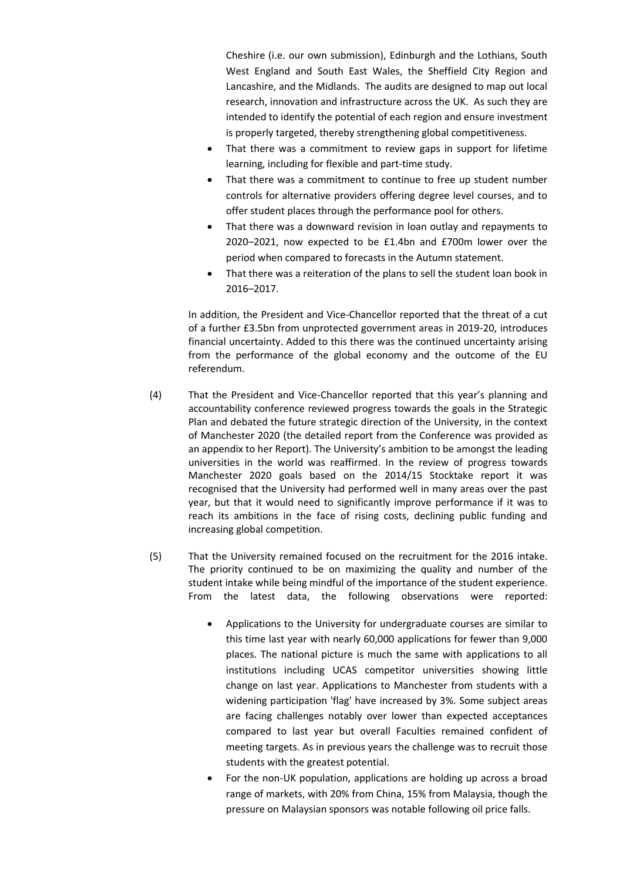Cheshire (i.e. our own submission), Edinburgh and the Lothians, South West England and South East Wales, the Sheffield City Region and Lancashire, and the Midlands. The audits are designed to map out local research, innovation and infrastructure across the UK. As such they are intended to identify the potential of each region and ensure investment is properly targeted, thereby strengthening global competitiveness.

- That there was a commitment to review gaps in support for lifetime learning, including for flexible and part-time study.
- That there was a commitment to continue to free up student number controls for alternative providers offering degree level courses, and to offer student places through the performance pool for others.
- That there was a downward revision in loan outlay and repayments to 2020–2021, now expected to be £1.4bn and £700m lower over the period when compared to forecasts in the Autumn statement.
- That there was a reiteration of the plans to sell the student loan book in 2016–2017.

In addition, the President and Vice-Chancellor reported that the threat of a cut of a further £3.5bn from unprotected government areas in 2019-20, introduces financial uncertainty. Added to this there was the continued uncertainty arising from the performance of the global economy and the outcome of the EU referendum.

(4) That the President and Vice-Chancellor reported that this year's planning and accountability conference reviewed progress towards the goals in the Strategic Plan and debated the future strategic direction of the University, in the context of Manchester 2020 (the detailed report from the Conference was provided as an appendix to her Report). The University's ambition to be amongst the leading universities in the world was reaffirmed. In the review of progress towards Manchester 2020 goals based on the 2014/15 Stocktake report it was recognised that the University had performed well in many areas over the past year, but that it would need to significantly improve performance if it was to reach its ambitions in the face of rising costs, declining public funding and increasing global competition.

(5) That the University remained focused on the recruitment for the 2016 intake. The priority continued to be on maximizing the quality and number of the student intake while being mindful of the importance of the student experience. From the latest data, the following observations were reported:

- Applications to the University for undergraduate courses are similar to this time last year with nearly 60,000 applications for fewer than 9,000 places. The national picture is much the same with applications to all institutions including UCAS competitor universities showing little change on last year. Applications to Manchester from students with a widening participation 'flag' have increased by 3%. Some subject areas are facing challenges notably over lower than expected acceptances compared to last year but overall Faculties remained confident of meeting targets. As in previous years the challenge was to recruit those students with the greatest potential.
- For the non-UK population, applications are holding up across a broad range of markets, with 20% from China, 15% from Malaysia, though the pressure on Malaysian sponsors was notable following oil price falls.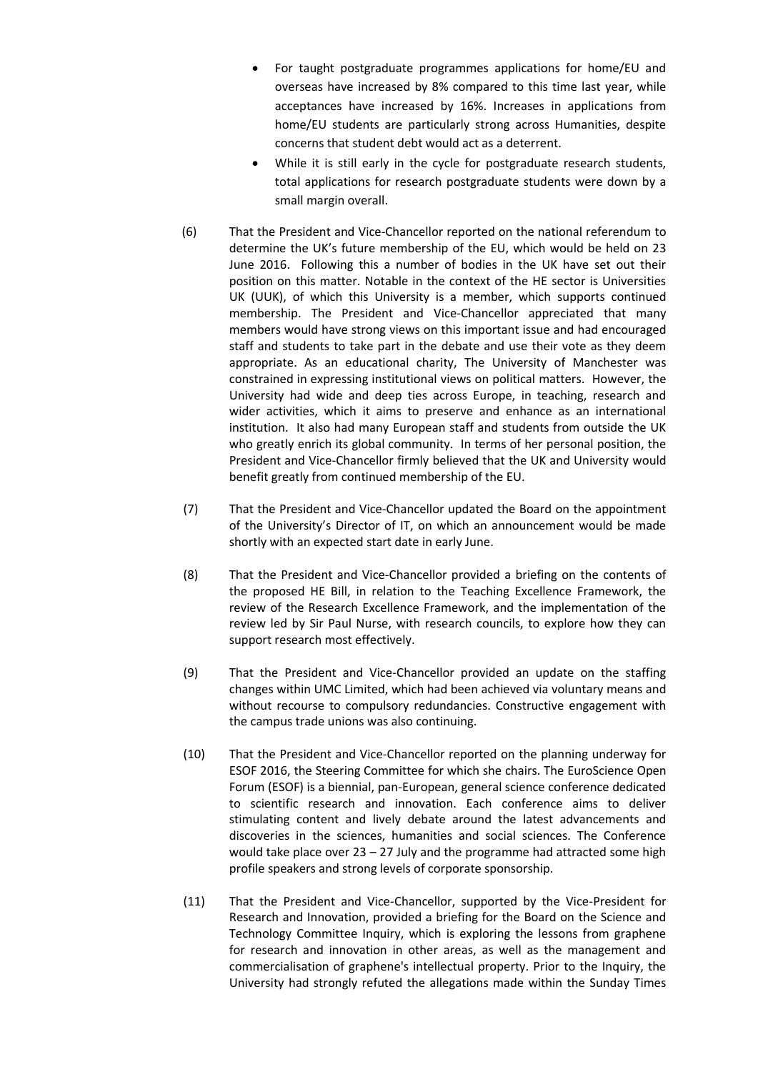- For taught postgraduate programmes applications for home/EU and overseas have increased by 8% compared to this time last year, while acceptances have increased by 16%. Increases in applications from home/EU students are particularly strong across Humanities, despite concerns that student debt would act as a deterrent.
- While it is still early in the cycle for postgraduate research students, total applications for research postgraduate students were down by a small margin overall.

(6) That the President and Vice-Chancellor reported on the national referendum to determine the UK's future membership of the EU, which would be held on 23 June 2016. Following this a number of bodies in the UK have set out their position on this matter. Notable in the context of the HE sector is Universities UK (UUK), of which this University is a member, which supports continued membership. The President and Vice-Chancellor appreciated that many members would have strong views on this important issue and had encouraged staff and students to take part in the debate and use their vote as they deem appropriate. As an educational charity, The University of Manchester was constrained in expressing institutional views on political matters. However, the University had wide and deep ties across Europe, in teaching, research and wider activities, which it aims to preserve and enhance as an international institution. It also had many European staff and students from outside the UK who greatly enrich its global community. In terms of her personal position, the President and Vice-Chancellor firmly believed that the UK and University would benefit greatly from continued membership of the EU.

(7) That the President and Vice-Chancellor updated the Board on the appointment of the University's Director of IT, on which an announcement would be made shortly with an expected start date in early June.

(8) That the President and Vice-Chancellor provided a briefing on the contents of the proposed HE Bill, in relation to the Teaching Excellence Framework, the review of the Research Excellence Framework, and the implementation of the review led by Sir Paul Nurse, with research councils, to explore how they can support research most effectively.

(9) That the President and Vice-Chancellor provided an update on the staffing changes within UMC Limited, which had been achieved via voluntary means and without recourse to compulsory redundancies. Constructive engagement with the campus trade unions was also continuing.

(10) That the President and Vice-Chancellor reported on the planning underway for ESOF 2016, the Steering Committee for which she chairs. The EuroScience Open Forum (ESOF) is a biennial, pan-European, general science conference dedicated to scientific research and innovation. Each conference aims to deliver stimulating content and lively debate around the latest advancements and discoveries in the sciences, humanities and social sciences. The Conference would take place over 23 – 27 July and the programme had attracted some high profile speakers and strong levels of corporate sponsorship.

(11) That the President and Vice-Chancellor, supported by the Vice-President for Research and Innovation, provided a briefing for the Board on the Science and Technology Committee Inquiry, which is exploring the lessons from graphene for research and innovation in other areas, as well as the management and commercialisation of graphene's intellectual property. Prior to the Inquiry, the University had strongly refuted the allegations made within the Sunday Times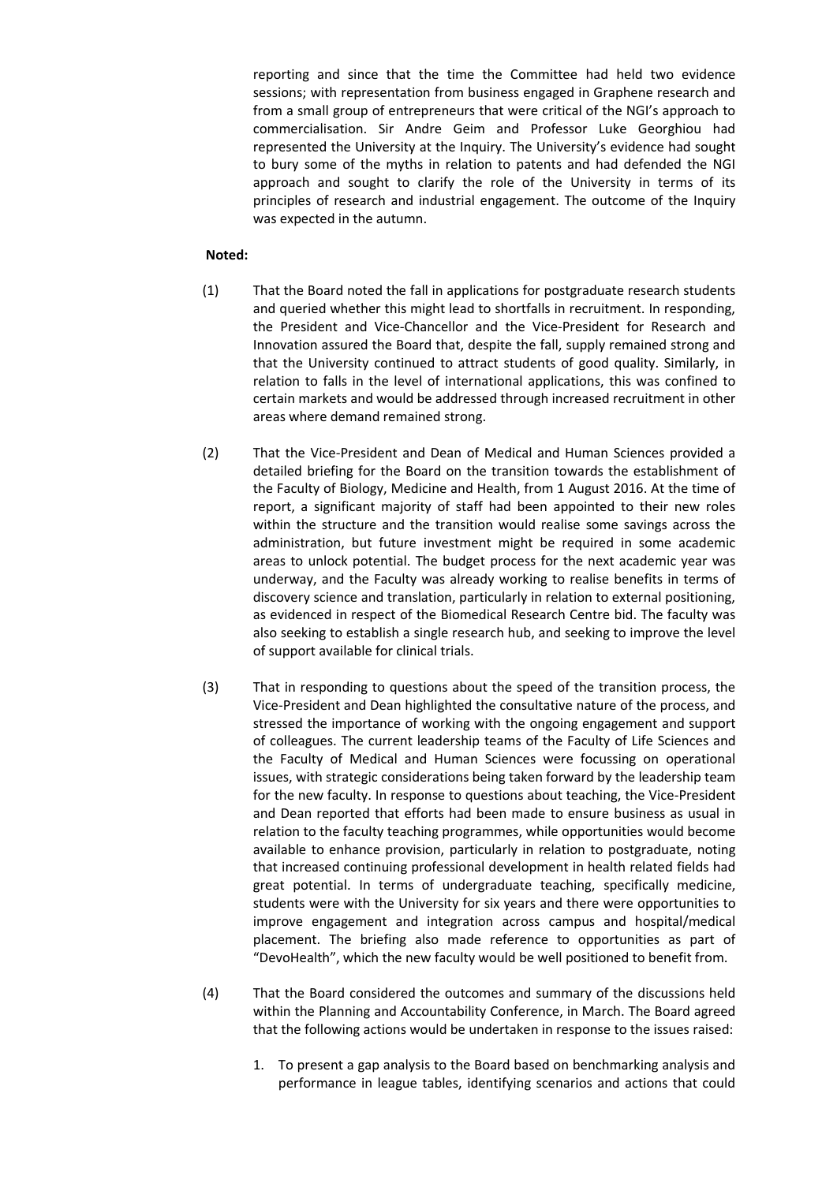reporting and since that the time the Committee had held two evidence sessions; with representation from business engaged in Graphene research and from a small group of entrepreneurs that were critical of the NGI's approach to commercialisation. Sir Andre Geim and Professor Luke Georghiou had represented the University at the Inquiry. The University's evidence had sought to bury some of the myths in relation to patents and had defended the NGI approach and sought to clarify the role of the University in terms of its principles of research and industrial engagement. The outcome of the Inquiry was expected in the autumn.

**Noted:**

(1) That the Board noted the fall in applications for postgraduate research students and queried whether this might lead to shortfalls in recruitment. In responding, the President and Vice-Chancellor and the Vice-President for Research and Innovation assured the Board that, despite the fall, supply remained strong and that the University continued to attract students of good quality. Similarly, in relation to falls in the level of international applications, this was confined to certain markets and would be addressed through increased recruitment in other areas where demand remained strong.

(2) That the Vice-President and Dean of Medical and Human Sciences provided a detailed briefing for the Board on the transition towards the establishment of the Faculty of Biology, Medicine and Health, from 1 August 2016. At the time of report, a significant majority of staff had been appointed to their new roles within the structure and the transition would realise some savings across the administration, but future investment might be required in some academic areas to unlock potential. The budget process for the next academic year was underway, and the Faculty was already working to realise benefits in terms of discovery science and translation, particularly in relation to external positioning, as evidenced in respect of the Biomedical Research Centre bid. The faculty was also seeking to establish a single research hub, and seeking to improve the level of support available for clinical trials.

(3) That in responding to questions about the speed of the transition process, the Vice-President and Dean highlighted the consultative nature of the process, and stressed the importance of working with the ongoing engagement and support of colleagues. The current leadership teams of the Faculty of Life Sciences and the Faculty of Medical and Human Sciences were focussing on operational issues, with strategic considerations being taken forward by the leadership team for the new faculty. In response to questions about teaching, the Vice-President and Dean reported that efforts had been made to ensure business as usual in relation to the faculty teaching programmes, while opportunities would become available to enhance provision, particularly in relation to postgraduate, noting that increased continuing professional development in health related fields had great potential. In terms of undergraduate teaching, specifically medicine, students were with the University for six years and there were opportunities to improve engagement and integration across campus and hospital/medical placement. The briefing also made reference to opportunities as part of "DevoHealth", which the new faculty would be well positioned to benefit from.

(4) That the Board considered the outcomes and summary of the discussions held within the Planning and Accountability Conference, in March. The Board agreed that the following actions would be undertaken in response to the issues raised:

1. To present a gap analysis to the Board based on benchmarking analysis and performance in league tables, identifying scenarios and actions that could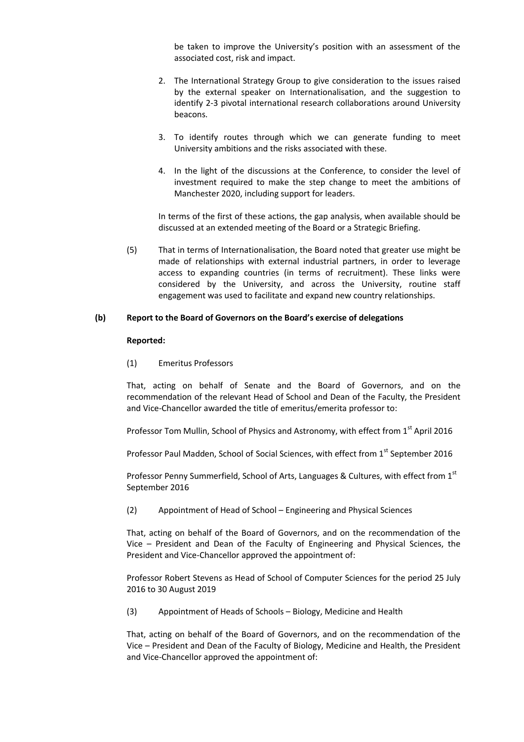be taken to improve the University's position with an assessment of the associated cost, risk and impact.

2. The International Strategy Group to give consideration to the issues raised by the external speaker on Internationalisation, and the suggestion to identify 2-3 pivotal international research collaborations around University beacons.

3. To identify routes through which we can generate funding to meet University ambitions and the risks associated with these.

4. In the light of the discussions at the Conference, to consider the level of investment required to make the step change to meet the ambitions of Manchester 2020, including support for leaders.

In terms of the first of these actions, the gap analysis, when available should be discussed at an extended meeting of the Board or a Strategic Briefing.

(5) That in terms of Internationalisation, the Board noted that greater use might be made of relationships with external industrial partners, in order to leverage access to expanding countries (in terms of recruitment). These links were considered by the University, and across the University, routine staff engagement was used to facilitate and expand new country relationships.

**(b) Report to the Board of Governors on the Board's exercise of delegations**

**Reported:**

(1) Emeritus Professors

That, acting on behalf of Senate and the Board of Governors, and on the recommendation of the relevant Head of School and Dean of the Faculty, the President and Vice-Chancellor awarded the title of emeritus/emerita professor to:

Professor Tom Mullin, School of Physics and Astronomy, with effect from 1st April 2016

Professor Paul Madden, School of Social Sciences, with effect from 1st September 2016

Professor Penny Summerfield, School of Arts, Languages & Cultures, with effect from 1st September 2016

(2) Appointment of Head of School – Engineering and Physical Sciences

That, acting on behalf of the Board of Governors, and on the recommendation of the Vice – President and Dean of the Faculty of Engineering and Physical Sciences, the President and Vice-Chancellor approved the appointment of:

Professor Robert Stevens as Head of School of Computer Sciences for the period 25 July 2016 to 30 August 2019

(3) Appointment of Heads of Schools – Biology, Medicine and Health

That, acting on behalf of the Board of Governors, and on the recommendation of the Vice – President and Dean of the Faculty of Biology, Medicine and Health, the President and Vice-Chancellor approved the appointment of: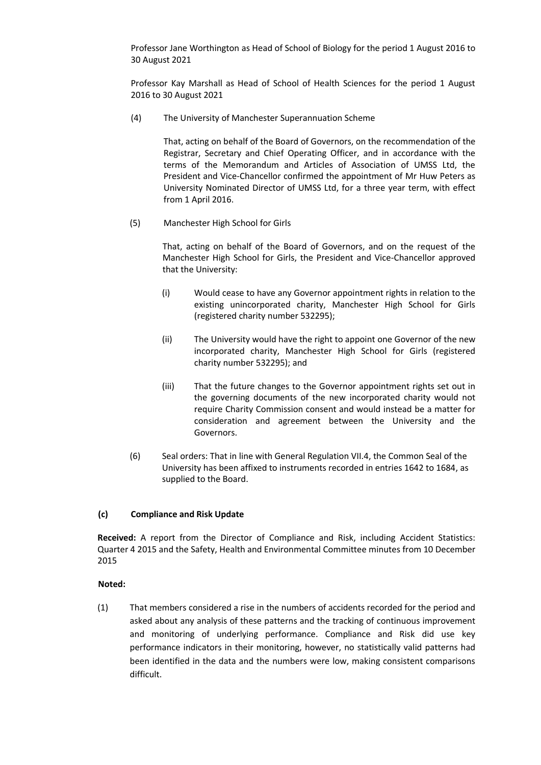Professor Jane Worthington as Head of School of Biology for the period 1 August 2016 to 30 August 2021

Professor Kay Marshall as Head of School of Health Sciences for the period 1 August 2016 to 30 August 2021

(4) The University of Manchester Superannuation Scheme

That, acting on behalf of the Board of Governors, on the recommendation of the Registrar, Secretary and Chief Operating Officer, and in accordance with the terms of the Memorandum and Articles of Association of UMSS Ltd, the President and Vice-Chancellor confirmed the appointment of Mr Huw Peters as University Nominated Director of UMSS Ltd, for a three year term, with effect from 1 April 2016.

(5) Manchester High School for Girls

That, acting on behalf of the Board of Governors, and on the request of the Manchester High School for Girls, the President and Vice-Chancellor approved that the University:

(i) Would cease to have any Governor appointment rights in relation to the existing unincorporated charity, Manchester High School for Girls (registered charity number 532295);

(ii) The University would have the right to appoint one Governor of the new incorporated charity, Manchester High School for Girls (registered charity number 532295); and

(iii) That the future changes to the Governor appointment rights set out in the governing documents of the new incorporated charity would not require Charity Commission consent and would instead be a matter for consideration and agreement between the University and the Governors.

(6) Seal orders: That in line with General Regulation VII.4, the Common Seal of the University has been affixed to instruments recorded in entries 1642 to 1684, as supplied to the Board.

**(c) Compliance and Risk Update**

**Received:** A report from the Director of Compliance and Risk, including Accident Statistics: Quarter 4 2015 and the Safety, Health and Environmental Committee minutes from 10 December 2015

**Noted:**

(1) That members considered a rise in the numbers of accidents recorded for the period and asked about any analysis of these patterns and the tracking of continuous improvement and monitoring of underlying performance. Compliance and Risk did use key performance indicators in their monitoring, however, no statistically valid patterns had been identified in the data and the numbers were low, making consistent comparisons difficult.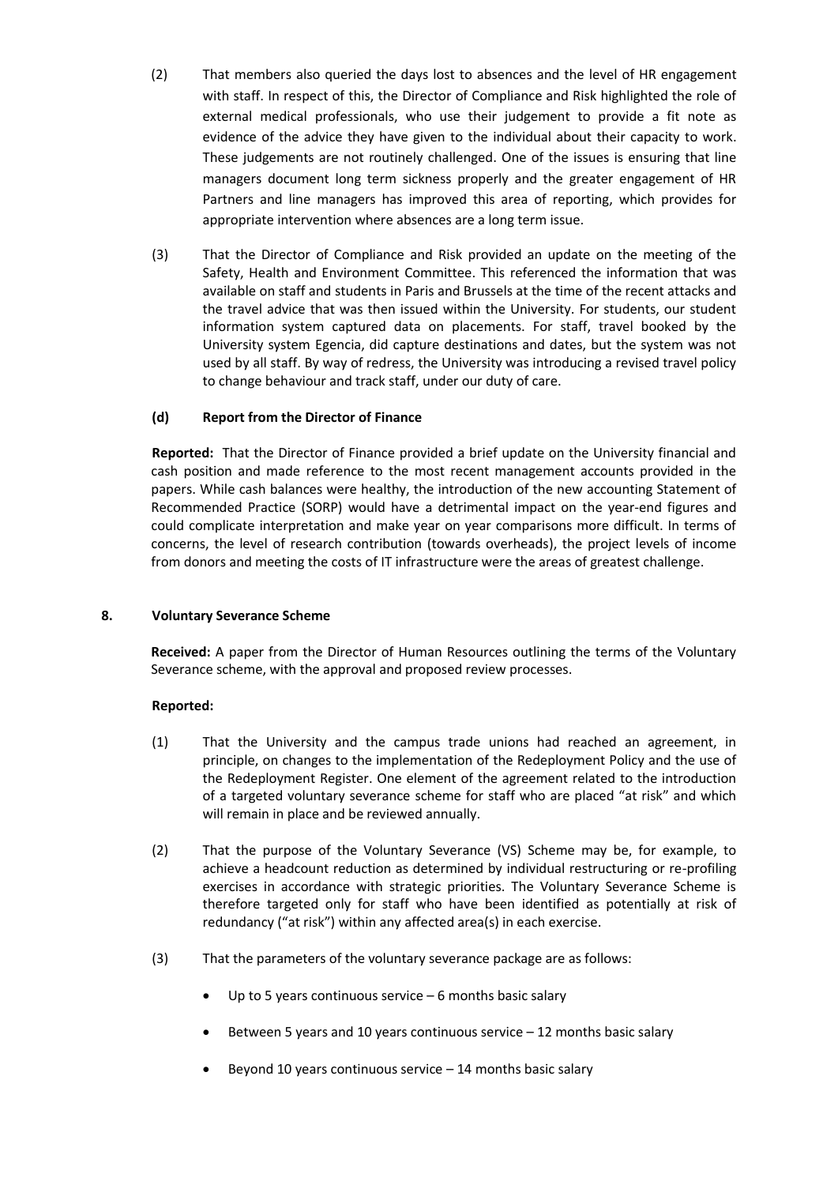(2) That members also queried the days lost to absences and the level of HR engagement with staff. In respect of this, the Director of Compliance and Risk highlighted the role of external medical professionals, who use their judgement to provide a fit note as evidence of the advice they have given to the individual about their capacity to work. These judgements are not routinely challenged. One of the issues is ensuring that line managers document long term sickness properly and the greater engagement of HR Partners and line managers has improved this area of reporting, which provides for appropriate intervention where absences are a long term issue.

(3) That the Director of Compliance and Risk provided an update on the meeting of the Safety, Health and Environment Committee. This referenced the information that was available on staff and students in Paris and Brussels at the time of the recent attacks and the travel advice that was then issued within the University. For students, our student information system captured data on placements. For staff, travel booked by the University system Egencia, did capture destinations and dates, but the system was not used by all staff. By way of redress, the University was introducing a revised travel policy to change behaviour and track staff, under our duty of care.

**(d) Report from the Director of Finance**

**Reported:** That the Director of Finance provided a brief update on the University financial and cash position and made reference to the most recent management accounts provided in the papers. While cash balances were healthy, the introduction of the new accounting Statement of Recommended Practice (SORP) would have a detrimental impact on the year-end figures and could complicate interpretation and make year on year comparisons more difficult. In terms of concerns, the level of research contribution (towards overheads), the project levels of income from donors and meeting the costs of IT infrastructure were the areas of greatest challenge.

**8. Voluntary Severance Scheme**

**Received:** A paper from the Director of Human Resources outlining the terms of the Voluntary Severance scheme, with the approval and proposed review processes.

**Reported:**

(1) That the University and the campus trade unions had reached an agreement, in principle, on changes to the implementation of the Redeployment Policy and the use of the Redeployment Register. One element of the agreement related to the introduction of a targeted voluntary severance scheme for staff who are placed "at risk" and which will remain in place and be reviewed annually.

(2) That the purpose of the Voluntary Severance (VS) Scheme may be, for example, to achieve a headcount reduction as determined by individual restructuring or re-profiling exercises in accordance with strategic priorities. The Voluntary Severance Scheme is therefore targeted only for staff who have been identified as potentially at risk of redundancy ("at risk") within any affected area(s) in each exercise.

(3) That the parameters of the voluntary severance package are as follows:

- Up to 5 years continuous service – 6 months basic salary
- Between 5 years and 10 years continuous service – 12 months basic salary
- Beyond 10 years continuous service – 14 months basic salary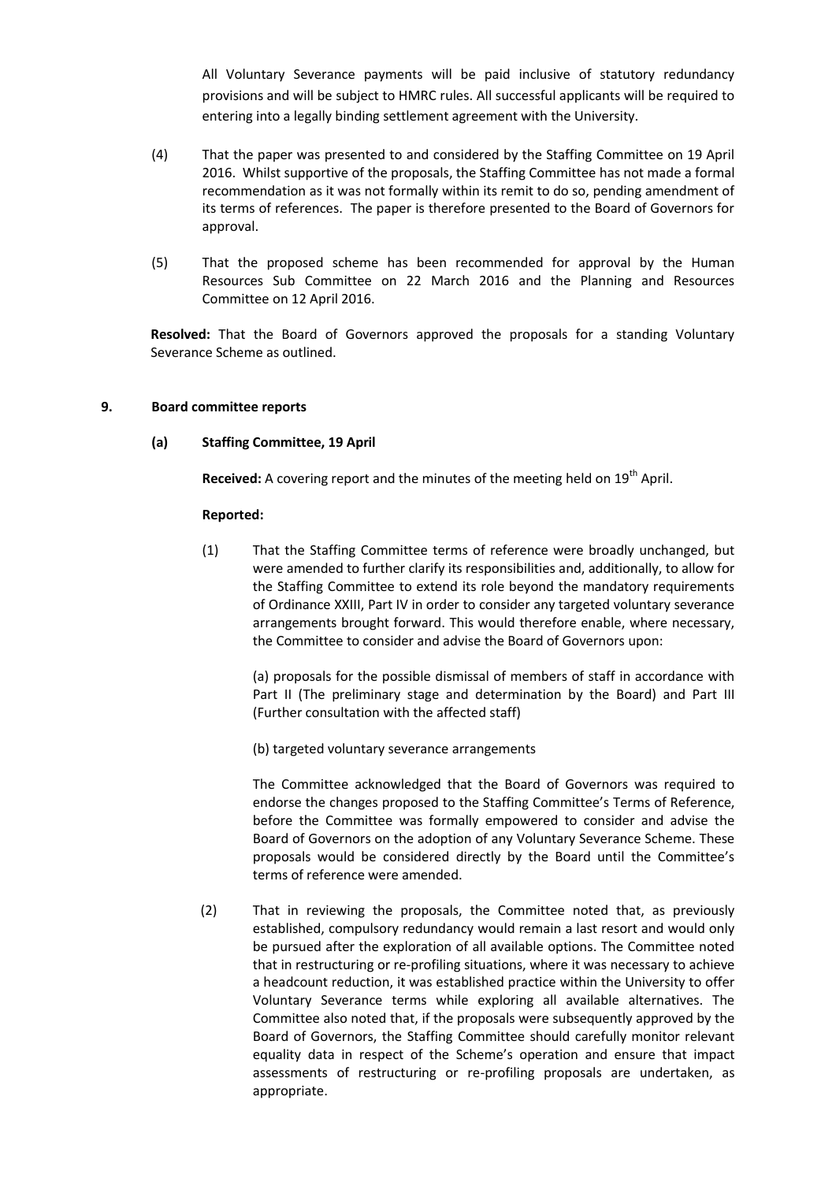All Voluntary Severance payments will be paid inclusive of statutory redundancy provisions and will be subject to HMRC rules. All successful applicants will be required to entering into a legally binding settlement agreement with the University.

(4) That the paper was presented to and considered by the Staffing Committee on 19 April 2016. Whilst supportive of the proposals, the Staffing Committee has not made a formal recommendation as it was not formally within its remit to do so, pending amendment of its terms of references. The paper is therefore presented to the Board of Governors for approval.

(5) That the proposed scheme has been recommended for approval by the Human Resources Sub Committee on 22 March 2016 and the Planning and Resources Committee on 12 April 2016.

**Resolved:** That the Board of Governors approved the proposals for a standing Voluntary Severance Scheme as outlined.

## 9. Board committee reports

### (a) Staffing Committee, 19 April

**Received:** A covering report and the minutes of the meeting held on 19th April.

**Reported:**

(1) That the Staffing Committee terms of reference were broadly unchanged, but were amended to further clarify its responsibilities and, additionally, to allow for the Staffing Committee to extend its role beyond the mandatory requirements of Ordinance XXIII, Part IV in order to consider any targeted voluntary severance arrangements brought forward. This would therefore enable, where necessary, the Committee to consider and advise the Board of Governors upon:

(a) proposals for the possible dismissal of members of staff in accordance with Part II (The preliminary stage and determination by the Board) and Part III (Further consultation with the affected staff)

(b) targeted voluntary severance arrangements

The Committee acknowledged that the Board of Governors was required to endorse the changes proposed to the Staffing Committee's Terms of Reference, before the Committee was formally empowered to consider and advise the Board of Governors on the adoption of any Voluntary Severance Scheme. These proposals would be considered directly by the Board until the Committee's terms of reference were amended.

(2) That in reviewing the proposals, the Committee noted that, as previously established, compulsory redundancy would remain a last resort and would only be pursued after the exploration of all available options. The Committee noted that in restructuring or re-profiling situations, where it was necessary to achieve a headcount reduction, it was established practice within the University to offer Voluntary Severance terms while exploring all available alternatives. The Committee also noted that, if the proposals were subsequently approved by the Board of Governors, the Staffing Committee should carefully monitor relevant equality data in respect of the Scheme's operation and ensure that impact assessments of restructuring or re-profiling proposals are undertaken, as appropriate.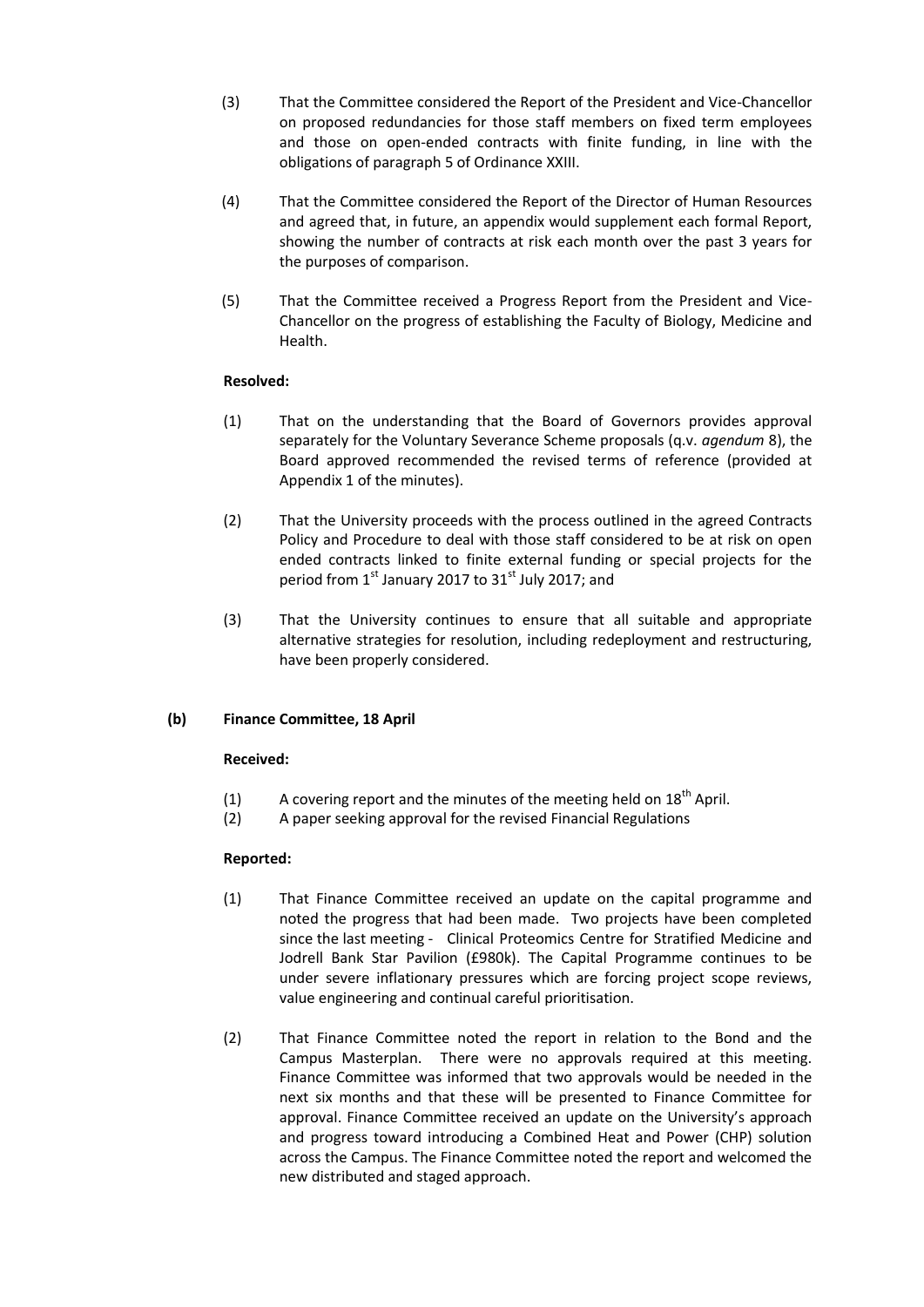(3) That the Committee considered the Report of the President and Vice-Chancellor on proposed redundancies for those staff members on fixed term employees and those on open-ended contracts with finite funding, in line with the obligations of paragraph 5 of Ordinance XXIII.

(4) That the Committee considered the Report of the Director of Human Resources and agreed that, in future, an appendix would supplement each formal Report, showing the number of contracts at risk each month over the past 3 years for the purposes of comparison.

(5) That the Committee received a Progress Report from the President and Vice-Chancellor on the progress of establishing the Faculty of Biology, Medicine and Health.

**Resolved:**

(1) That on the understanding that the Board of Governors provides approval separately for the Voluntary Severance Scheme proposals (q.v. *agendum* 8), the Board approved recommended the revised terms of reference (provided at Appendix 1 of the minutes).

(2) That the University proceeds with the process outlined in the agreed Contracts Policy and Procedure to deal with those staff considered to be at risk on open ended contracts linked to finite external funding or special projects for the period from 1st January 2017 to 31st July 2017; and

(3) That the University continues to ensure that all suitable and appropriate alternative strategies for resolution, including redeployment and restructuring, have been properly considered.

**(b) Finance Committee, 18 April**

**Received:**

(1) A covering report and the minutes of the meeting held on 18th April.
(2) A paper seeking approval for the revised Financial Regulations

**Reported:**

(1) That Finance Committee received an update on the capital programme and noted the progress that had been made. Two projects have been completed since the last meeting - Clinical Proteomics Centre for Stratified Medicine and Jodrell Bank Star Pavilion (£980k). The Capital Programme continues to be under severe inflationary pressures which are forcing project scope reviews, value engineering and continual careful prioritisation.

(2) That Finance Committee noted the report in relation to the Bond and the Campus Masterplan. There were no approvals required at this meeting. Finance Committee was informed that two approvals would be needed in the next six months and that these will be presented to Finance Committee for approval. Finance Committee received an update on the University's approach and progress toward introducing a Combined Heat and Power (CHP) solution across the Campus. The Finance Committee noted the report and welcomed the new distributed and staged approach.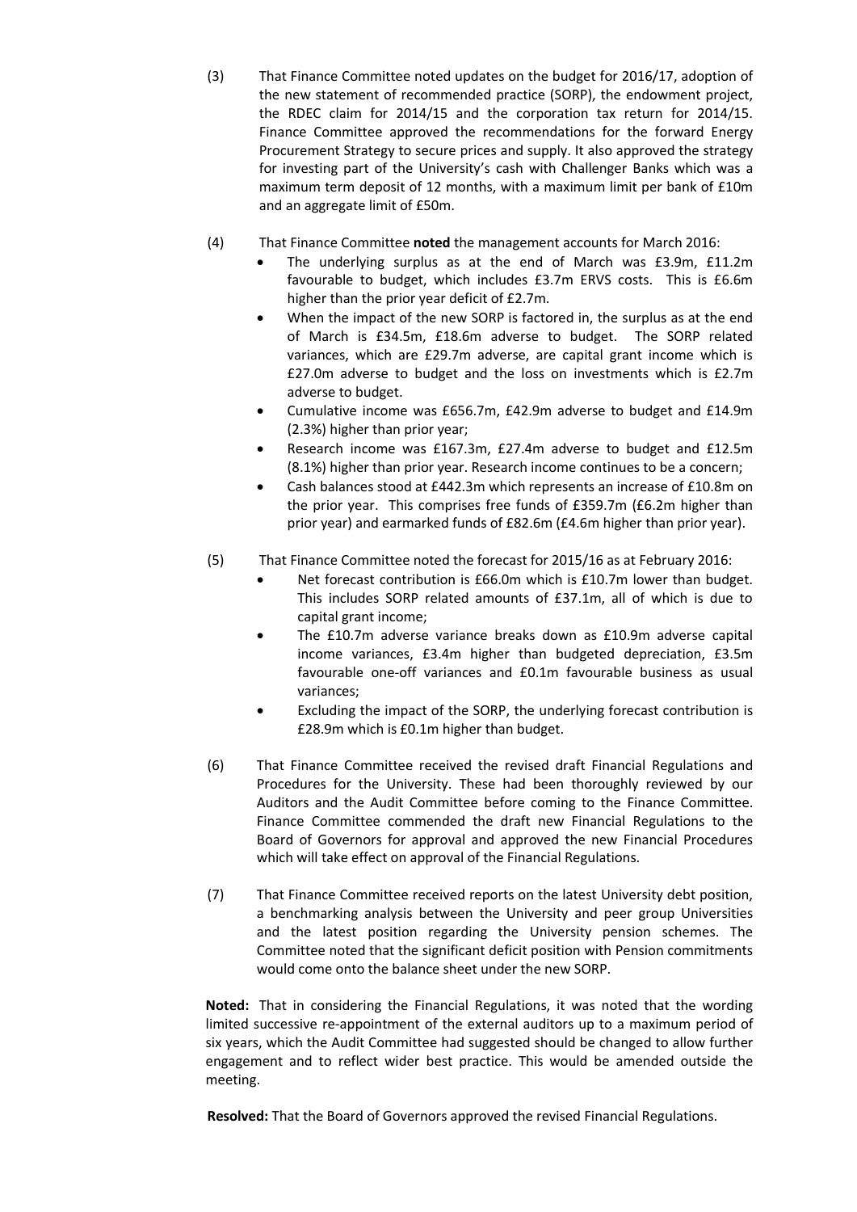(3) That Finance Committee noted updates on the budget for 2016/17, adoption of the new statement of recommended practice (SORP), the endowment project, the RDEC claim for 2014/15 and the corporation tax return for 2014/15. Finance Committee approved the recommendations for the forward Energy Procurement Strategy to secure prices and supply. It also approved the strategy for investing part of the University's cash with Challenger Banks which was a maximum term deposit of 12 months, with a maximum limit per bank of £10m and an aggregate limit of £50m.

(4) That Finance Committee **noted** the management accounts for March 2016:

- The underlying surplus as at the end of March was £3.9m, £11.2m favourable to budget, which includes £3.7m ERVS costs. This is £6.6m higher than the prior year deficit of £2.7m.
- When the impact of the new SORP is factored in, the surplus as at the end of March is £34.5m, £18.6m adverse to budget. The SORP related variances, which are £29.7m adverse, are capital grant income which is £27.0m adverse to budget and the loss on investments which is £2.7m adverse to budget.
- Cumulative income was £656.7m, £42.9m adverse to budget and £14.9m (2.3%) higher than prior year;
- Research income was £167.3m, £27.4m adverse to budget and £12.5m (8.1%) higher than prior year. Research income continues to be a concern;
- Cash balances stood at £442.3m which represents an increase of £10.8m on the prior year. This comprises free funds of £359.7m (£6.2m higher than prior year) and earmarked funds of £82.6m (£4.6m higher than prior year).

(5) That Finance Committee noted the forecast for 2015/16 as at February 2016:

- Net forecast contribution is £66.0m which is £10.7m lower than budget. This includes SORP related amounts of £37.1m, all of which is due to capital grant income;
- The £10.7m adverse variance breaks down as £10.9m adverse capital income variances, £3.4m higher than budgeted depreciation, £3.5m favourable one-off variances and £0.1m favourable business as usual variances;
- Excluding the impact of the SORP, the underlying forecast contribution is £28.9m which is £0.1m higher than budget.

(6) That Finance Committee received the revised draft Financial Regulations and Procedures for the University. These had been thoroughly reviewed by our Auditors and the Audit Committee before coming to the Finance Committee. Finance Committee commended the draft new Financial Regulations to the Board of Governors for approval and approved the new Financial Procedures which will take effect on approval of the Financial Regulations.

(7) That Finance Committee received reports on the latest University debt position, a benchmarking analysis between the University and peer group Universities and the latest position regarding the University pension schemes. The Committee noted that the significant deficit position with Pension commitments would come onto the balance sheet under the new SORP.

**Noted:** That in considering the Financial Regulations, it was noted that the wording limited successive re-appointment of the external auditors up to a maximum period of six years, which the Audit Committee had suggested should be changed to allow further engagement and to reflect wider best practice. This would be amended outside the meeting.

**Resolved:** That the Board of Governors approved the revised Financial Regulations.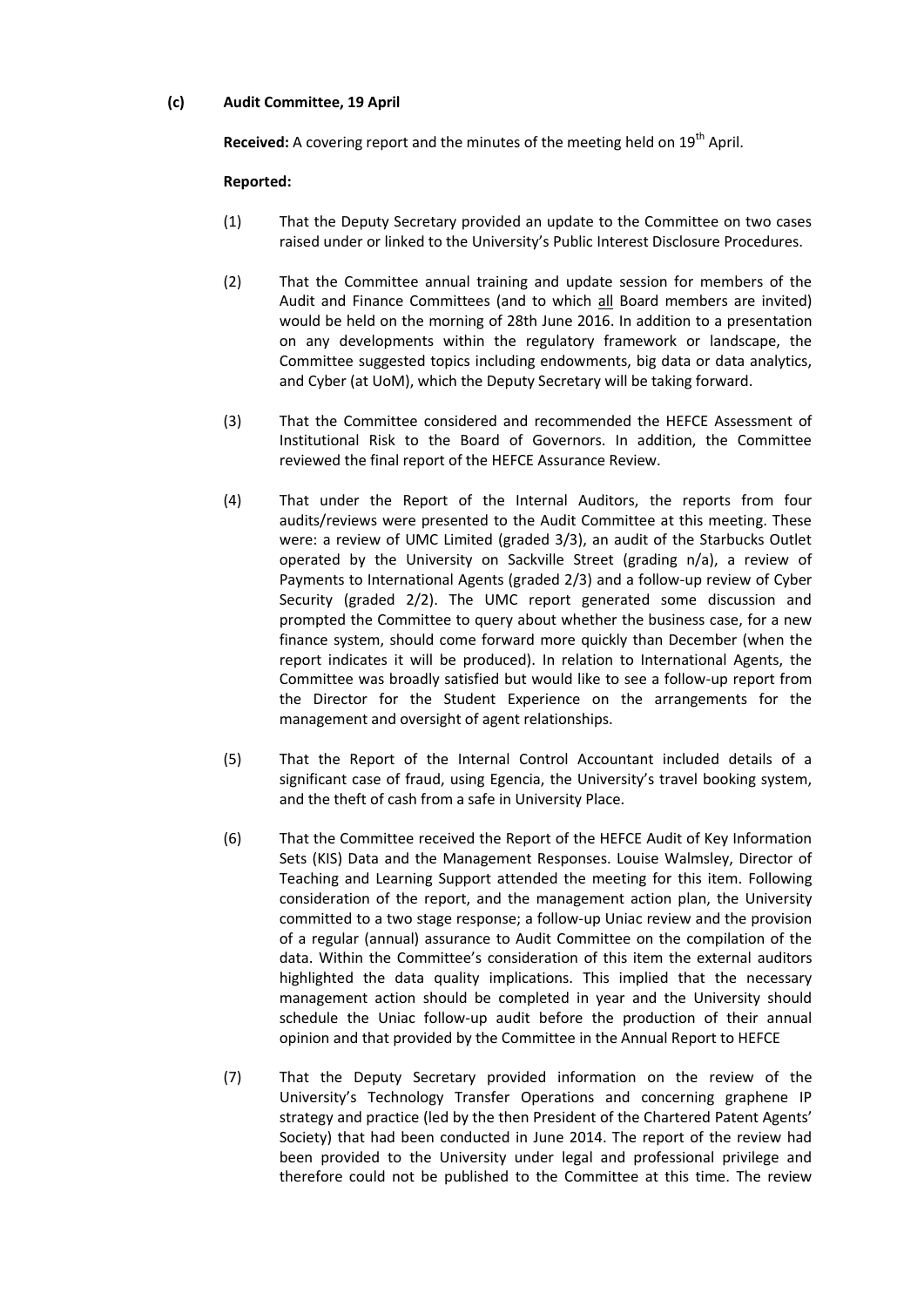**(c) Audit Committee, 19 April**

**Received:** A covering report and the minutes of the meeting held on 19th April.

**Reported:**

(1) That the Deputy Secretary provided an update to the Committee on two cases raised under or linked to the University's Public Interest Disclosure Procedures.

(2) That the Committee annual training and update session for members of the Audit and Finance Committees (and to which all Board members are invited) would be held on the morning of 28th June 2016. In addition to a presentation on any developments within the regulatory framework or landscape, the Committee suggested topics including endowments, big data or data analytics, and Cyber (at UoM), which the Deputy Secretary will be taking forward.

(3) That the Committee considered and recommended the HEFCE Assessment of Institutional Risk to the Board of Governors. In addition, the Committee reviewed the final report of the HEFCE Assurance Review.

(4) That under the Report of the Internal Auditors, the reports from four audits/reviews were presented to the Audit Committee at this meeting. These were: a review of UMC Limited (graded 3/3), an audit of the Starbucks Outlet operated by the University on Sackville Street (grading n/a), a review of Payments to International Agents (graded 2/3) and a follow-up review of Cyber Security (graded 2/2). The UMC report generated some discussion and prompted the Committee to query about whether the business case, for a new finance system, should come forward more quickly than December (when the report indicates it will be produced). In relation to International Agents, the Committee was broadly satisfied but would like to see a follow-up report from the Director for the Student Experience on the arrangements for the management and oversight of agent relationships.

(5) That the Report of the Internal Control Accountant included details of a significant case of fraud, using Egencia, the University's travel booking system, and the theft of cash from a safe in University Place.

(6) That the Committee received the Report of the HEFCE Audit of Key Information Sets (KIS) Data and the Management Responses. Louise Walmsley, Director of Teaching and Learning Support attended the meeting for this item. Following consideration of the report, and the management action plan, the University committed to a two stage response; a follow-up Uniac review and the provision of a regular (annual) assurance to Audit Committee on the compilation of the data. Within the Committee's consideration of this item the external auditors highlighted the data quality implications. This implied that the necessary management action should be completed in year and the University should schedule the Uniac follow-up audit before the production of their annual opinion and that provided by the Committee in the Annual Report to HEFCE

(7) That the Deputy Secretary provided information on the review of the University's Technology Transfer Operations and concerning graphene IP strategy and practice (led by the then President of the Chartered Patent Agents' Society) that had been conducted in June 2014. The report of the review had been provided to the University under legal and professional privilege and therefore could not be published to the Committee at this time. The review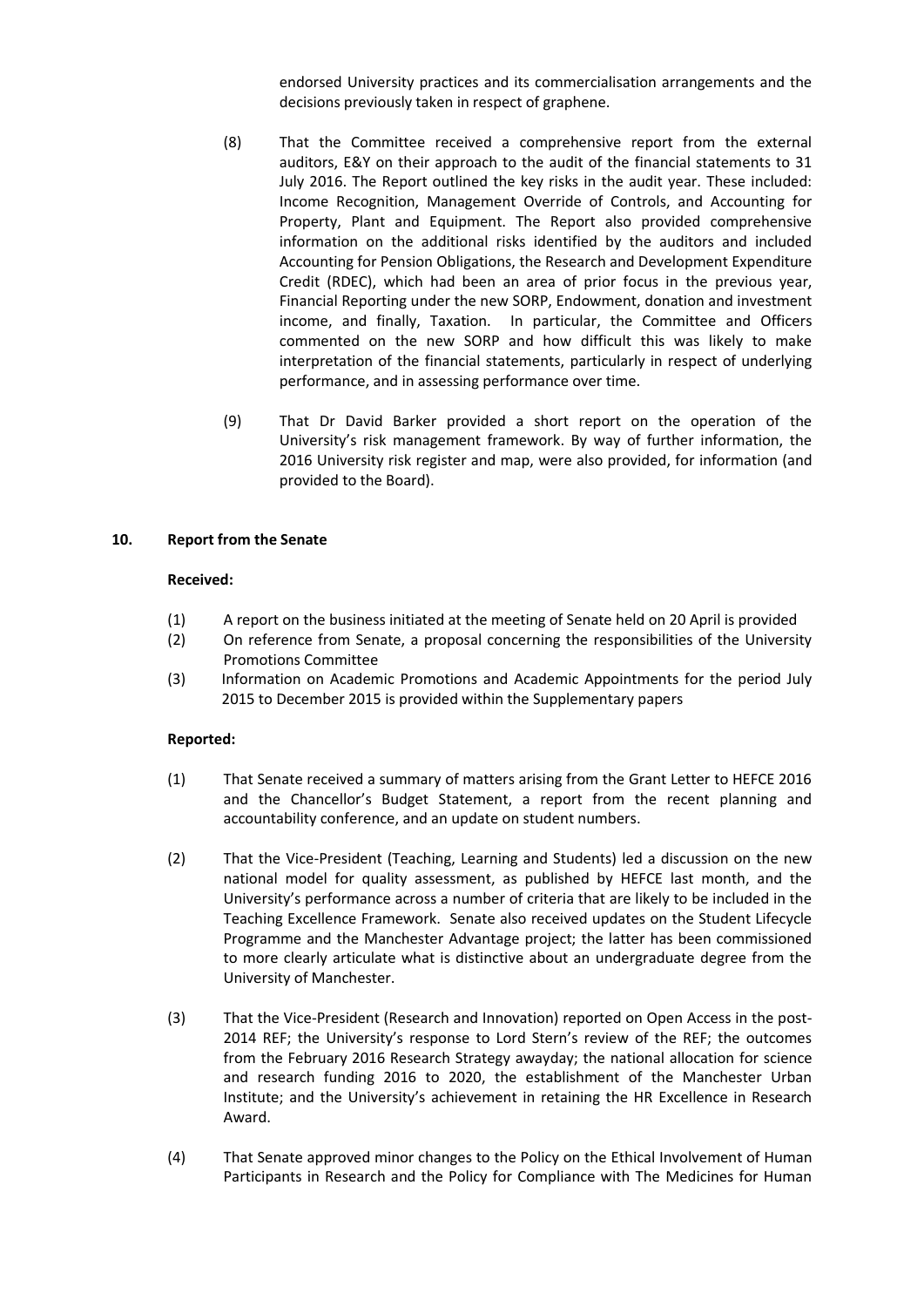endorsed University practices and its commercialisation arrangements and the decisions previously taken in respect of graphene.

(8) That the Committee received a comprehensive report from the external auditors, E&Y on their approach to the audit of the financial statements to 31 July 2016. The Report outlined the key risks in the audit year. These included: Income Recognition, Management Override of Controls, and Accounting for Property, Plant and Equipment. The Report also provided comprehensive information on the additional risks identified by the auditors and included Accounting for Pension Obligations, the Research and Development Expenditure Credit (RDEC), which had been an area of prior focus in the previous year, Financial Reporting under the new SORP, Endowment, donation and investment income, and finally, Taxation. In particular, the Committee and Officers commented on the new SORP and how difficult this was likely to make interpretation of the financial statements, particularly in respect of underlying performance, and in assessing performance over time.

(9) That Dr David Barker provided a short report on the operation of the University's risk management framework. By way of further information, the 2016 University risk register and map, were also provided, for information (and provided to the Board).

## 10. Report from the Senate

**Received:**

(1) A report on the business initiated at the meeting of Senate held on 20 April is provided

(2) On reference from Senate, a proposal concerning the responsibilities of the University Promotions Committee

(3) Information on Academic Promotions and Academic Appointments for the period July 2015 to December 2015 is provided within the Supplementary papers

**Reported:**

(1) That Senate received a summary of matters arising from the Grant Letter to HEFCE 2016 and the Chancellor's Budget Statement, a report from the recent planning and accountability conference, and an update on student numbers.

(2) That the Vice-President (Teaching, Learning and Students) led a discussion on the new national model for quality assessment, as published by HEFCE last month, and the University's performance across a number of criteria that are likely to be included in the Teaching Excellence Framework. Senate also received updates on the Student Lifecycle Programme and the Manchester Advantage project; the latter has been commissioned to more clearly articulate what is distinctive about an undergraduate degree from the University of Manchester.

(3) That the Vice-President (Research and Innovation) reported on Open Access in the post-2014 REF; the University's response to Lord Stern's review of the REF; the outcomes from the February 2016 Research Strategy awayday; the national allocation for science and research funding 2016 to 2020, the establishment of the Manchester Urban Institute; and the University's achievement in retaining the HR Excellence in Research Award.

(4) That Senate approved minor changes to the Policy on the Ethical Involvement of Human Participants in Research and the Policy for Compliance with The Medicines for Human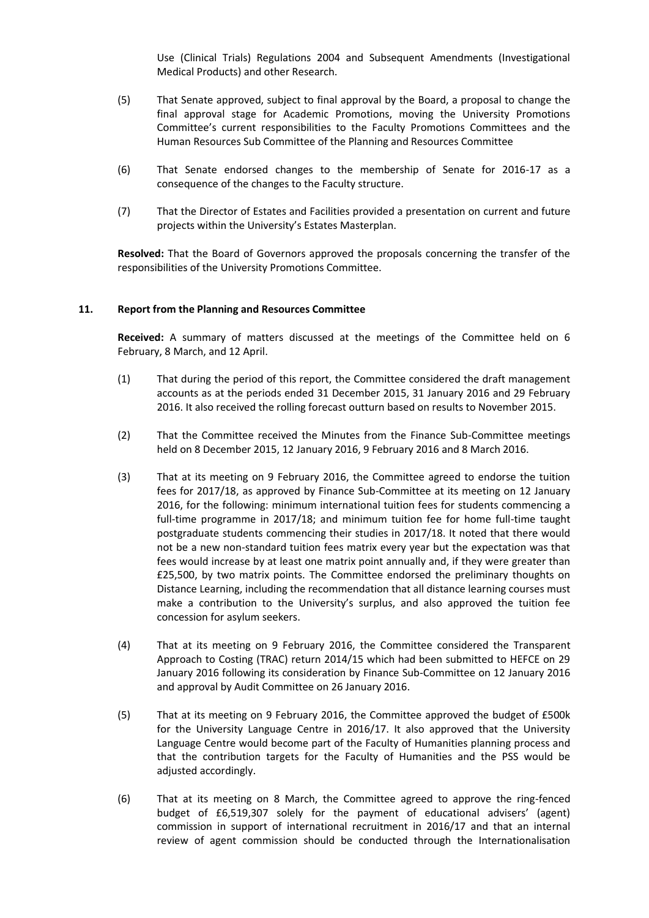Use (Clinical Trials) Regulations 2004 and Subsequent Amendments (Investigational Medical Products) and other Research.

(5) That Senate approved, subject to final approval by the Board, a proposal to change the final approval stage for Academic Promotions, moving the University Promotions Committee's current responsibilities to the Faculty Promotions Committees and the Human Resources Sub Committee of the Planning and Resources Committee

(6) That Senate endorsed changes to the membership of Senate for 2016-17 as a consequence of the changes to the Faculty structure.

(7) That the Director of Estates and Facilities provided a presentation on current and future projects within the University's Estates Masterplan.

**Resolved:** That the Board of Governors approved the proposals concerning the transfer of the responsibilities of the University Promotions Committee.

**11. Report from the Planning and Resources Committee**

**Received:** A summary of matters discussed at the meetings of the Committee held on 6 February, 8 March, and 12 April.

(1) That during the period of this report, the Committee considered the draft management accounts as at the periods ended 31 December 2015, 31 January 2016 and 29 February 2016. It also received the rolling forecast outturn based on results to November 2015.

(2) That the Committee received the Minutes from the Finance Sub-Committee meetings held on 8 December 2015, 12 January 2016, 9 February 2016 and 8 March 2016.

(3) That at its meeting on 9 February 2016, the Committee agreed to endorse the tuition fees for 2017/18, as approved by Finance Sub-Committee at its meeting on 12 January 2016, for the following: minimum international tuition fees for students commencing a full-time programme in 2017/18; and minimum tuition fee for home full-time taught postgraduate students commencing their studies in 2017/18. It noted that there would not be a new non-standard tuition fees matrix every year but the expectation was that fees would increase by at least one matrix point annually and, if they were greater than £25,500, by two matrix points. The Committee endorsed the preliminary thoughts on Distance Learning, including the recommendation that all distance learning courses must make a contribution to the University's surplus, and also approved the tuition fee concession for asylum seekers.

(4) That at its meeting on 9 February 2016, the Committee considered the Transparent Approach to Costing (TRAC) return 2014/15 which had been submitted to HEFCE on 29 January 2016 following its consideration by Finance Sub-Committee on 12 January 2016 and approval by Audit Committee on 26 January 2016.

(5) That at its meeting on 9 February 2016, the Committee approved the budget of £500k for the University Language Centre in 2016/17. It also approved that the University Language Centre would become part of the Faculty of Humanities planning process and that the contribution targets for the Faculty of Humanities and the PSS would be adjusted accordingly.

(6) That at its meeting on 8 March, the Committee agreed to approve the ring-fenced budget of £6,519,307 solely for the payment of educational advisers' (agent) commission in support of international recruitment in 2016/17 and that an internal review of agent commission should be conducted through the Internationalisation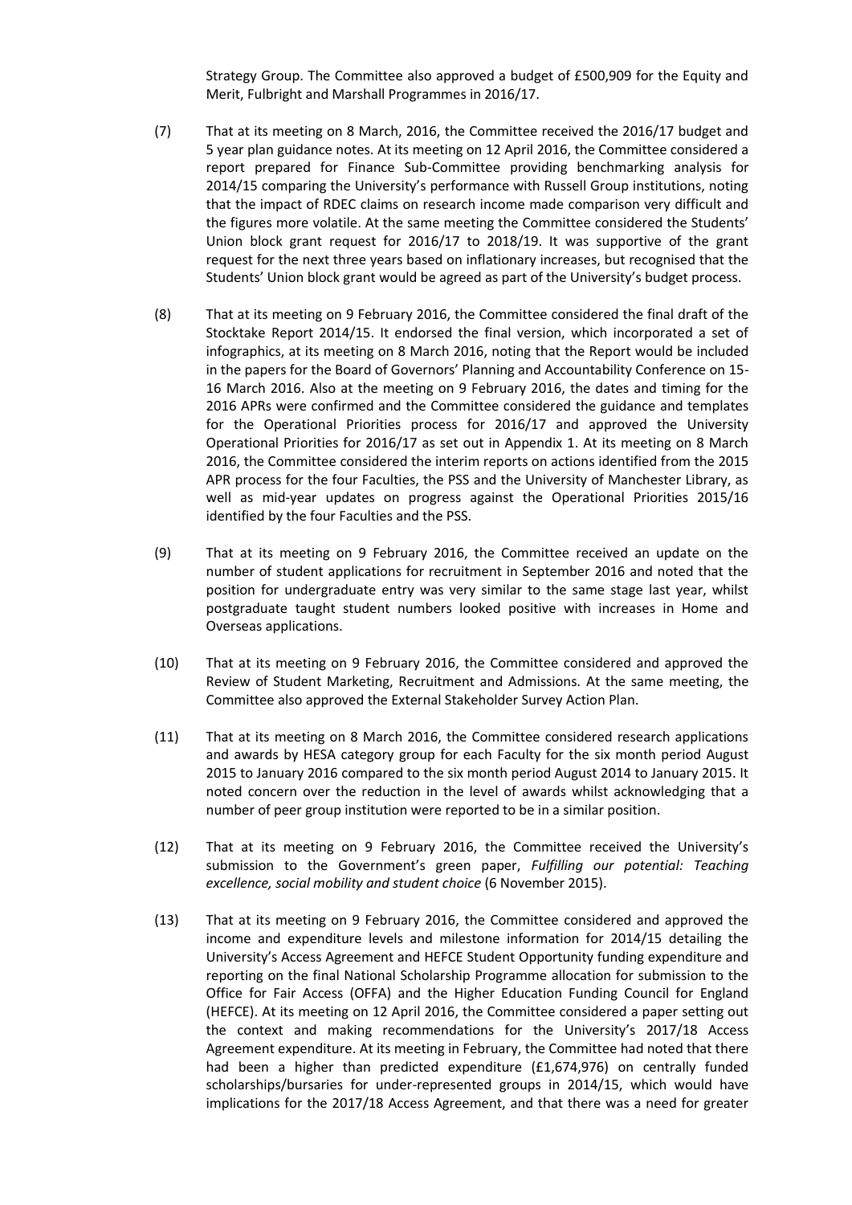Strategy Group. The Committee also approved a budget of £500,909 for the Equity and Merit, Fulbright and Marshall Programmes in 2016/17.

(7) That at its meeting on 8 March, 2016, the Committee received the 2016/17 budget and 5 year plan guidance notes. At its meeting on 12 April 2016, the Committee considered a report prepared for Finance Sub-Committee providing benchmarking analysis for 2014/15 comparing the University's performance with Russell Group institutions, noting that the impact of RDEC claims on research income made comparison very difficult and the figures more volatile. At the same meeting the Committee considered the Students' Union block grant request for 2016/17 to 2018/19. It was supportive of the grant request for the next three years based on inflationary increases, but recognised that the Students' Union block grant would be agreed as part of the University's budget process.

(8) That at its meeting on 9 February 2016, the Committee considered the final draft of the Stocktake Report 2014/15. It endorsed the final version, which incorporated a set of infographics, at its meeting on 8 March 2016, noting that the Report would be included in the papers for the Board of Governors' Planning and Accountability Conference on 15-16 March 2016. Also at the meeting on 9 February 2016, the dates and timing for the 2016 APRs were confirmed and the Committee considered the guidance and templates for the Operational Priorities process for 2016/17 and approved the University Operational Priorities for 2016/17 as set out in Appendix 1. At its meeting on 8 March 2016, the Committee considered the interim reports on actions identified from the 2015 APR process for the four Faculties, the PSS and the University of Manchester Library, as well as mid-year updates on progress against the Operational Priorities 2015/16 identified by the four Faculties and the PSS.

(9) That at its meeting on 9 February 2016, the Committee received an update on the number of student applications for recruitment in September 2016 and noted that the position for undergraduate entry was very similar to the same stage last year, whilst postgraduate taught student numbers looked positive with increases in Home and Overseas applications.

(10) That at its meeting on 9 February 2016, the Committee considered and approved the Review of Student Marketing, Recruitment and Admissions. At the same meeting, the Committee also approved the External Stakeholder Survey Action Plan.

(11) That at its meeting on 8 March 2016, the Committee considered research applications and awards by HESA category group for each Faculty for the six month period August 2015 to January 2016 compared to the six month period August 2014 to January 2015. It noted concern over the reduction in the level of awards whilst acknowledging that a number of peer group institution were reported to be in a similar position.

(12) That at its meeting on 9 February 2016, the Committee received the University's submission to the Government's green paper, *Fulfilling our potential: Teaching excellence, social mobility and student choice* (6 November 2015).

(13) That at its meeting on 9 February 2016, the Committee considered and approved the income and expenditure levels and milestone information for 2014/15 detailing the University's Access Agreement and HEFCE Student Opportunity funding expenditure and reporting on the final National Scholarship Programme allocation for submission to the Office for Fair Access (OFFA) and the Higher Education Funding Council for England (HEFCE). At its meeting on 12 April 2016, the Committee considered a paper setting out the context and making recommendations for the University's 2017/18 Access Agreement expenditure. At its meeting in February, the Committee had noted that there had been a higher than predicted expenditure (£1,674,976) on centrally funded scholarships/bursaries for under-represented groups in 2014/15, which would have implications for the 2017/18 Access Agreement, and that there was a need for greater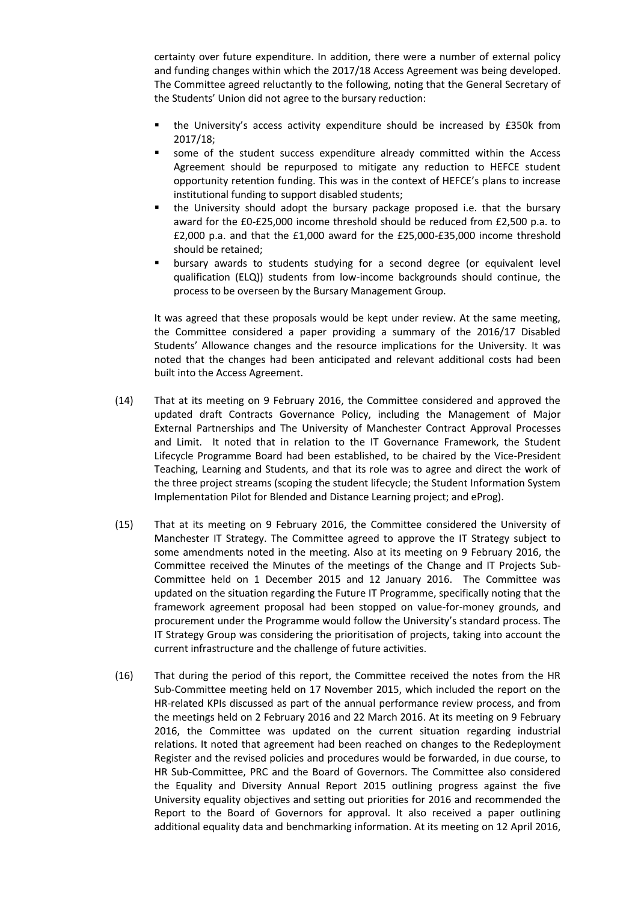certainty over future expenditure. In addition, there were a number of external policy and funding changes within which the 2017/18 Access Agreement was being developed. The Committee agreed reluctantly to the following, noting that the General Secretary of the Students' Union did not agree to the bursary reduction:

- the University's access activity expenditure should be increased by £350k from 2017/18;
- some of the student success expenditure already committed within the Access Agreement should be repurposed to mitigate any reduction to HEFCE student opportunity retention funding. This was in the context of HEFCE's plans to increase institutional funding to support disabled students;
- the University should adopt the bursary package proposed i.e. that the bursary award for the £0-£25,000 income threshold should be reduced from £2,500 p.a. to £2,000 p.a. and that the £1,000 award for the £25,000-£35,000 income threshold should be retained;
- bursary awards to students studying for a second degree (or equivalent level qualification (ELQ)) students from low-income backgrounds should continue, the process to be overseen by the Bursary Management Group.

It was agreed that these proposals would be kept under review. At the same meeting, the Committee considered a paper providing a summary of the 2016/17 Disabled Students' Allowance changes and the resource implications for the University. It was noted that the changes had been anticipated and relevant additional costs had been built into the Access Agreement.

(14) That at its meeting on 9 February 2016, the Committee considered and approved the updated draft Contracts Governance Policy, including the Management of Major External Partnerships and The University of Manchester Contract Approval Processes and Limit. It noted that in relation to the IT Governance Framework, the Student Lifecycle Programme Board had been established, to be chaired by the Vice-President Teaching, Learning and Students, and that its role was to agree and direct the work of the three project streams (scoping the student lifecycle; the Student Information System Implementation Pilot for Blended and Distance Learning project; and eProg).

(15) That at its meeting on 9 February 2016, the Committee considered the University of Manchester IT Strategy. The Committee agreed to approve the IT Strategy subject to some amendments noted in the meeting. Also at its meeting on 9 February 2016, the Committee received the Minutes of the meetings of the Change and IT Projects Sub-Committee held on 1 December 2015 and 12 January 2016. The Committee was updated on the situation regarding the Future IT Programme, specifically noting that the framework agreement proposal had been stopped on value-for-money grounds, and procurement under the Programme would follow the University's standard process. The IT Strategy Group was considering the prioritisation of projects, taking into account the current infrastructure and the challenge of future activities.

(16) That during the period of this report, the Committee received the notes from the HR Sub-Committee meeting held on 17 November 2015, which included the report on the HR-related KPIs discussed as part of the annual performance review process, and from the meetings held on 2 February 2016 and 22 March 2016. At its meeting on 9 February 2016, the Committee was updated on the current situation regarding industrial relations. It noted that agreement had been reached on changes to the Redeployment Register and the revised policies and procedures would be forwarded, in due course, to HR Sub-Committee, PRC and the Board of Governors. The Committee also considered the Equality and Diversity Annual Report 2015 outlining progress against the five University equality objectives and setting out priorities for 2016 and recommended the Report to the Board of Governors for approval. It also received a paper outlining additional equality data and benchmarking information. At its meeting on 12 April 2016,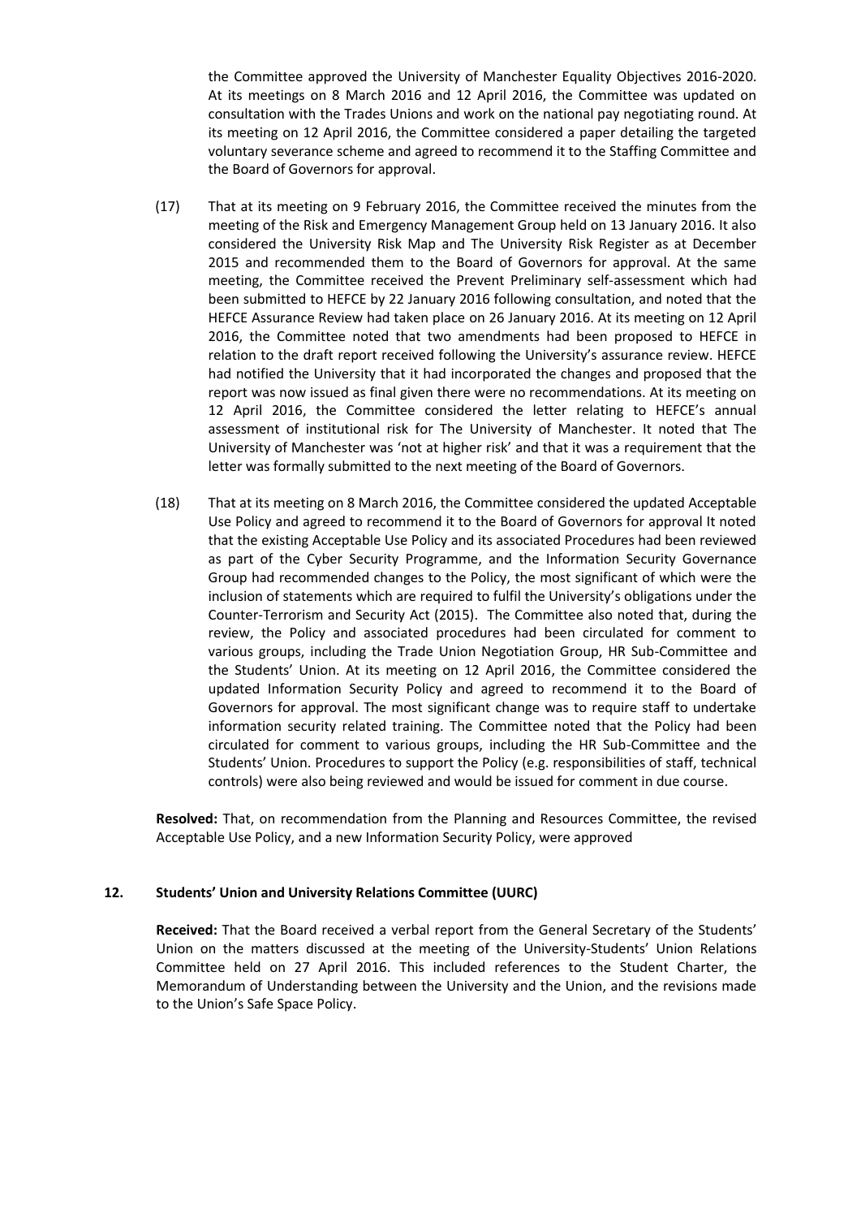the Committee approved the University of Manchester Equality Objectives 2016-2020. At its meetings on 8 March 2016 and 12 April 2016, the Committee was updated on consultation with the Trades Unions and work on the national pay negotiating round. At its meeting on 12 April 2016, the Committee considered a paper detailing the targeted voluntary severance scheme and agreed to recommend it to the Staffing Committee and the Board of Governors for approval.

(17) That at its meeting on 9 February 2016, the Committee received the minutes from the meeting of the Risk and Emergency Management Group held on 13 January 2016. It also considered the University Risk Map and The University Risk Register as at December 2015 and recommended them to the Board of Governors for approval. At the same meeting, the Committee received the Prevent Preliminary self-assessment which had been submitted to HEFCE by 22 January 2016 following consultation, and noted that the HEFCE Assurance Review had taken place on 26 January 2016. At its meeting on 12 April 2016, the Committee noted that two amendments had been proposed to HEFCE in relation to the draft report received following the University's assurance review. HEFCE had notified the University that it had incorporated the changes and proposed that the report was now issued as final given there were no recommendations. At its meeting on 12 April 2016, the Committee considered the letter relating to HEFCE's annual assessment of institutional risk for The University of Manchester. It noted that The University of Manchester was 'not at higher risk' and that it was a requirement that the letter was formally submitted to the next meeting of the Board of Governors.

(18) That at its meeting on 8 March 2016, the Committee considered the updated Acceptable Use Policy and agreed to recommend it to the Board of Governors for approval It noted that the existing Acceptable Use Policy and its associated Procedures had been reviewed as part of the Cyber Security Programme, and the Information Security Governance Group had recommended changes to the Policy, the most significant of which were the inclusion of statements which are required to fulfil the University's obligations under the Counter-Terrorism and Security Act (2015). The Committee also noted that, during the review, the Policy and associated procedures had been circulated for comment to various groups, including the Trade Union Negotiation Group, HR Sub-Committee and the Students' Union. At its meeting on 12 April 2016, the Committee considered the updated Information Security Policy and agreed to recommend it to the Board of Governors for approval. The most significant change was to require staff to undertake information security related training. The Committee noted that the Policy had been circulated for comment to various groups, including the HR Sub-Committee and the Students' Union. Procedures to support the Policy (e.g. responsibilities of staff, technical controls) were also being reviewed and would be issued for comment in due course.

**Resolved:** That, on recommendation from the Planning and Resources Committee, the revised Acceptable Use Policy, and a new Information Security Policy, were approved

## 12. Students' Union and University Relations Committee (UURC)

**Received:** That the Board received a verbal report from the General Secretary of the Students' Union on the matters discussed at the meeting of the University-Students' Union Relations Committee held on 27 April 2016. This included references to the Student Charter, the Memorandum of Understanding between the University and the Union, and the revisions made to the Union's Safe Space Policy.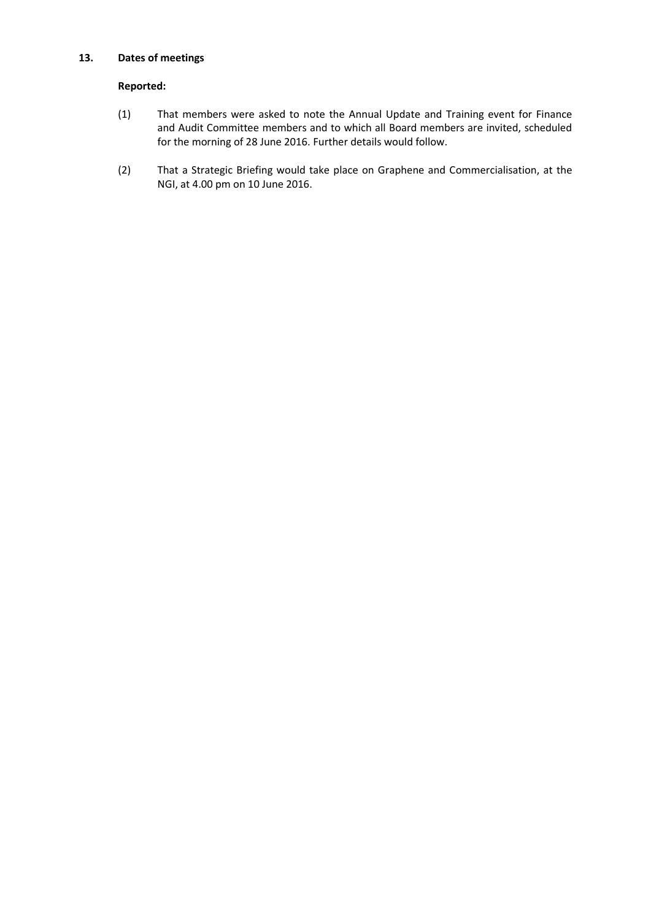**13. Dates of meetings**

**Reported:**

(1) That members were asked to note the Annual Update and Training event for Finance and Audit Committee members and to which all Board members are invited, scheduled for the morning of 28 June 2016. Further details would follow.

(2) That a Strategic Briefing would take place on Graphene and Commercialisation, at the NGI, at 4.00 pm on 10 June 2016.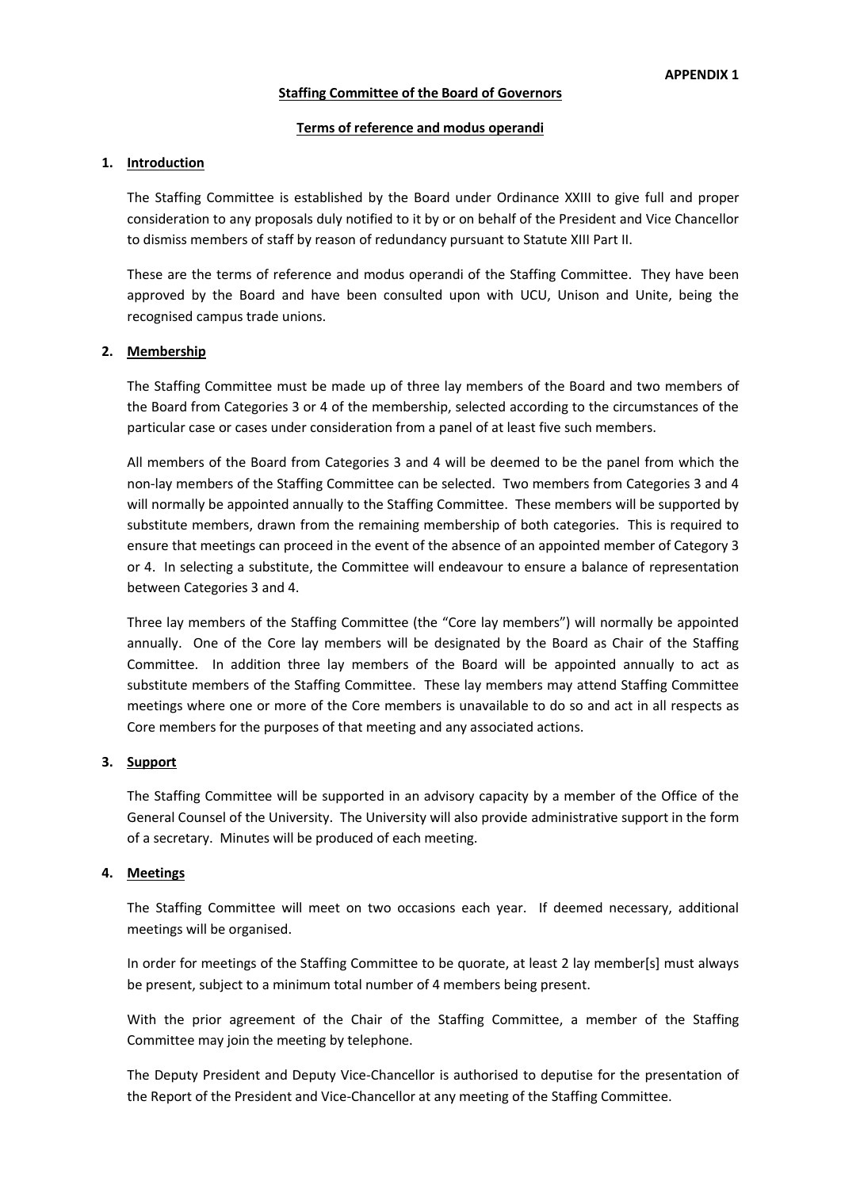**APPENDIX 1**

**Staffing Committee of the Board of Governors**

**Terms of reference and modus operandi**

## 1. Introduction

The Staffing Committee is established by the Board under Ordinance XXIII to give full and proper consideration to any proposals duly notified to it by or on behalf of the President and Vice Chancellor to dismiss members of staff by reason of redundancy pursuant to Statute XIII Part II.

These are the terms of reference and modus operandi of the Staffing Committee. They have been approved by the Board and have been consulted upon with UCU, Unison and Unite, being the recognised campus trade unions.

## 2. Membership

The Staffing Committee must be made up of three lay members of the Board and two members of the Board from Categories 3 or 4 of the membership, selected according to the circumstances of the particular case or cases under consideration from a panel of at least five such members.

All members of the Board from Categories 3 and 4 will be deemed to be the panel from which the non-lay members of the Staffing Committee can be selected. Two members from Categories 3 and 4 will normally be appointed annually to the Staffing Committee. These members will be supported by substitute members, drawn from the remaining membership of both categories. This is required to ensure that meetings can proceed in the event of the absence of an appointed member of Category 3 or 4. In selecting a substitute, the Committee will endeavour to ensure a balance of representation between Categories 3 and 4.

Three lay members of the Staffing Committee (the "Core lay members") will normally be appointed annually. One of the Core lay members will be designated by the Board as Chair of the Staffing Committee. In addition three lay members of the Board will be appointed annually to act as substitute members of the Staffing Committee. These lay members may attend Staffing Committee meetings where one or more of the Core members is unavailable to do so and act in all respects as Core members for the purposes of that meeting and any associated actions.

## 3. Support

The Staffing Committee will be supported in an advisory capacity by a member of the Office of the General Counsel of the University. The University will also provide administrative support in the form of a secretary. Minutes will be produced of each meeting.

## 4. Meetings

The Staffing Committee will meet on two occasions each year. If deemed necessary, additional meetings will be organised.

In order for meetings of the Staffing Committee to be quorate, at least 2 lay member[s] must always be present, subject to a minimum total number of 4 members being present.

With the prior agreement of the Chair of the Staffing Committee, a member of the Staffing Committee may join the meeting by telephone.

The Deputy President and Deputy Vice-Chancellor is authorised to deputise for the presentation of the Report of the President and Vice-Chancellor at any meeting of the Staffing Committee.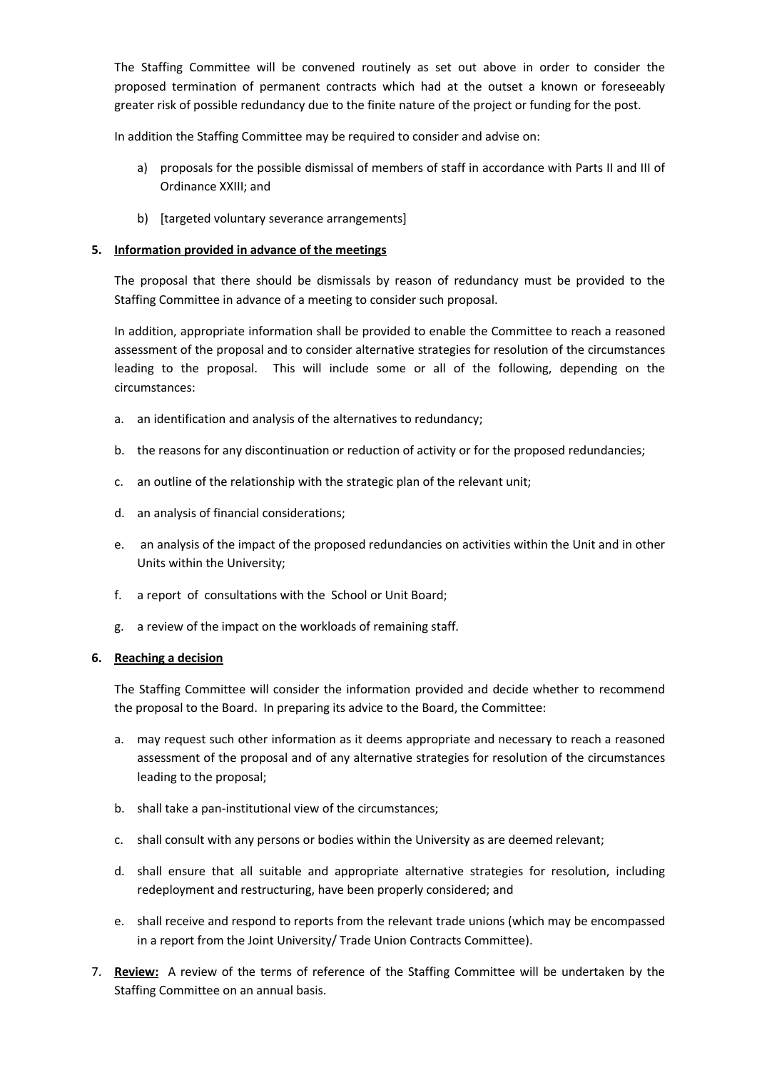The Staffing Committee will be convened routinely as set out above in order to consider the proposed termination of permanent contracts which had at the outset a known or foreseeably greater risk of possible redundancy due to the finite nature of the project or funding for the post.

In addition the Staffing Committee may be required to consider and advise on:

a) proposals for the possible dismissal of members of staff in accordance with Parts II and III of Ordinance XXIII; and

b) [targeted voluntary severance arrangements]

**5. Information provided in advance of the meetings**

The proposal that there should be dismissals by reason of redundancy must be provided to the Staffing Committee in advance of a meeting to consider such proposal.

In addition, appropriate information shall be provided to enable the Committee to reach a reasoned assessment of the proposal and to consider alternative strategies for resolution of the circumstances leading to the proposal. This will include some or all of the following, depending on the circumstances:

a. an identification and analysis of the alternatives to redundancy;

b. the reasons for any discontinuation or reduction of activity or for the proposed redundancies;

c. an outline of the relationship with the strategic plan of the relevant unit;

d. an analysis of financial considerations;

e. an analysis of the impact of the proposed redundancies on activities within the Unit and in other Units within the University;

f. a report of consultations with the School or Unit Board;

g. a review of the impact on the workloads of remaining staff.

**6. Reaching a decision**

The Staffing Committee will consider the information provided and decide whether to recommend the proposal to the Board. In preparing its advice to the Board, the Committee:

a. may request such other information as it deems appropriate and necessary to reach a reasoned assessment of the proposal and of any alternative strategies for resolution of the circumstances leading to the proposal;

b. shall take a pan-institutional view of the circumstances;

c. shall consult with any persons or bodies within the University as are deemed relevant;

d. shall ensure that all suitable and appropriate alternative strategies for resolution, including redeployment and restructuring, have been properly considered; and

e. shall receive and respond to reports from the relevant trade unions (which may be encompassed in a report from the Joint University/ Trade Union Contracts Committee).

7. **Review:** A review of the terms of reference of the Staffing Committee will be undertaken by the Staffing Committee on an annual basis.